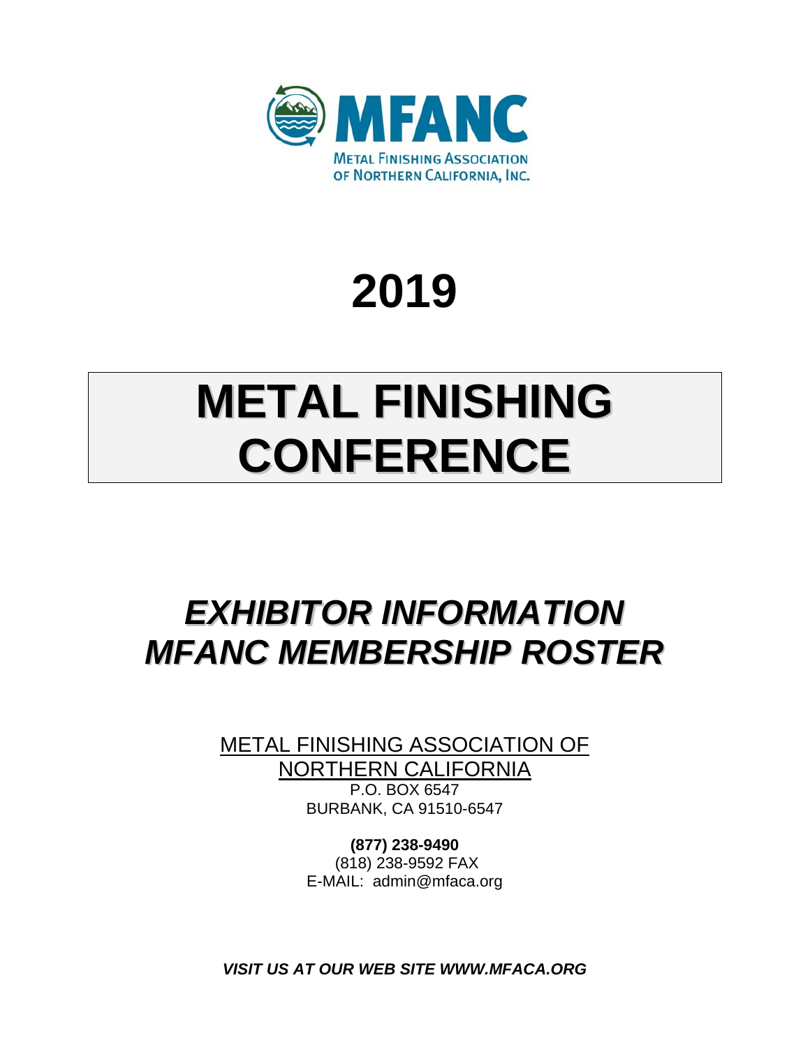MFANC

METAL FINISHING ASSOCIATION OF NORTHERN CALIFORNIA, INC.

# 2019

# METAL FINISHING CONFERENCE

## *EXHIBITOR INFORMATION*
## *MFANC MEMBERSHIP ROSTER*

METAL FINISHING ASSOCIATION OF NORTHERN CALIFORNIA
P.O. BOX 6547
BURBANK, CA 91510-6547

**(877) 238-9490**
(818) 238-9592 FAX
E-MAIL: admin@mfaca.org

***VISIT US AT OUR WEB SITE WWW.MFACA.ORG***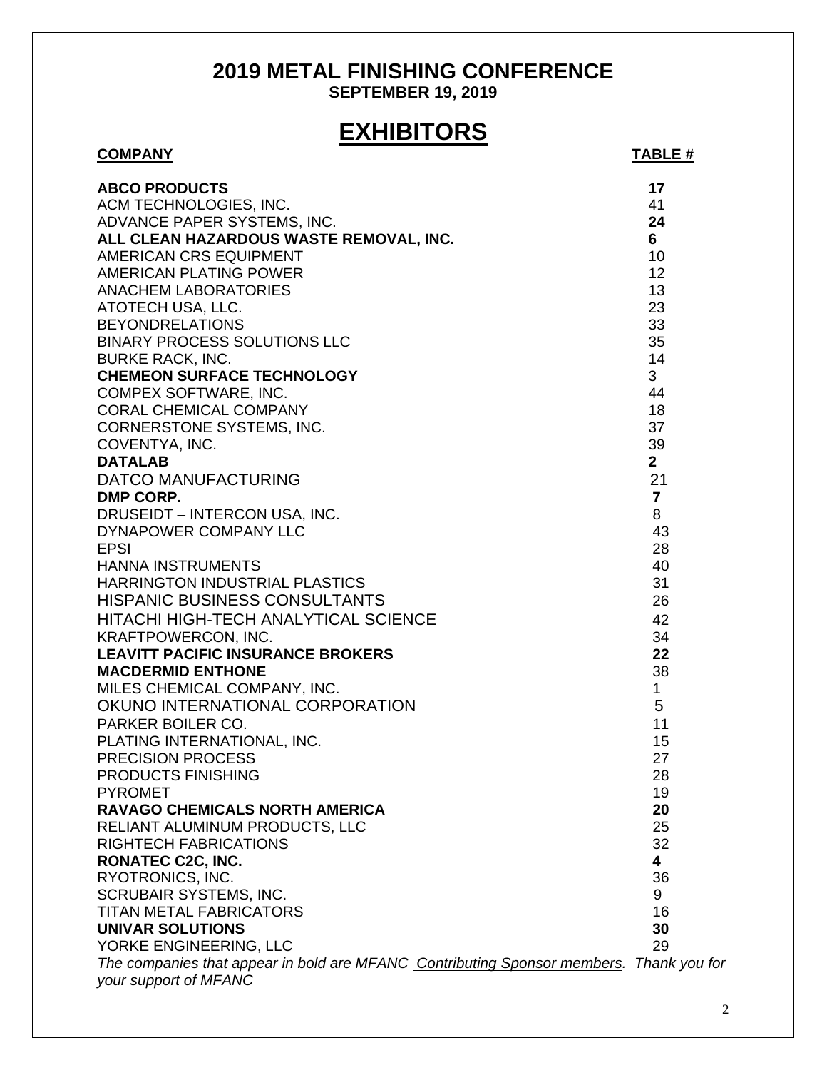# 2019 METAL FINISHING CONFERENCE

**SEPTEMBER 19, 2019**

## EXHIBITORS

| COMPANY | TABLE # |
|---|---|
| **ABCO PRODUCTS** | **17** |
| ACM TECHNOLOGIES, INC. | 41 |
| ADVANCE PAPER SYSTEMS, INC. | **24** |
| **ALL CLEAN HAZARDOUS WASTE REMOVAL, INC.** | **6** |
| AMERICAN CRS EQUIPMENT | 10 |
| AMERICAN PLATING POWER | 12 |
| ANACHEM LABORATORIES | 13 |
| ATOTECH USA, LLC. | 23 |
| BEYONDRELATIONS | 33 |
| BINARY PROCESS SOLUTIONS LLC | 35 |
| BURKE RACK, INC. | 14 |
| **CHEMEON SURFACE TECHNOLOGY** | 3 |
| COMPEX SOFTWARE, INC. | 44 |
| CORAL CHEMICAL COMPANY | 18 |
| CORNERSTONE SYSTEMS, INC. | 37 |
| COVENTYA, INC. | 39 |
| **DATALAB** | **2** |
| DATCO MANUFACTURING | 21 |
| **DMP CORP.** | **7** |
| DRUSEIDT – INTERCON USA, INC. | 8 |
| DYNAPOWER COMPANY LLC | 43 |
| EPSI | 28 |
| HANNA INSTRUMENTS | 40 |
| HARRINGTON INDUSTRIAL PLASTICS | 31 |
| HISPANIC BUSINESS CONSULTANTS | 26 |
| HITACHI HIGH-TECH ANALYTICAL SCIENCE | 42 |
| KRAFTPOWERCON, INC. | 34 |
| **LEAVITT PACIFIC INSURANCE BROKERS** | **22** |
| **MACDERMID ENTHONE** | 38 |
| MILES CHEMICAL COMPANY, INC. | 1 |
| OKUNO INTERNATIONAL CORPORATION | 5 |
| PARKER BOILER CO. | 11 |
| PLATING INTERNATIONAL, INC. | 15 |
| PRECISION PROCESS | 27 |
| PRODUCTS FINISHING | 28 |
| PYROMET | 19 |
| **RAVAGO CHEMICALS NORTH AMERICA** | **20** |
| RELIANT ALUMINUM PRODUCTS, LLC | 25 |
| RIGHTECH FABRICATIONS | 32 |
| **RONATEC C2C, INC.** | **4** |
| RYOTRONICS, INC. | 36 |
| SCRUBAIR SYSTEMS, INC. | 9 |
| TITAN METAL FABRICATORS | 16 |
| **UNIVAR SOLUTIONS** | **30** |
| YORKE ENGINEERING, LLC | 29 |

*The companies that appear in bold are MFANC Contributing Sponsor members. Thank you for your support of MFANC*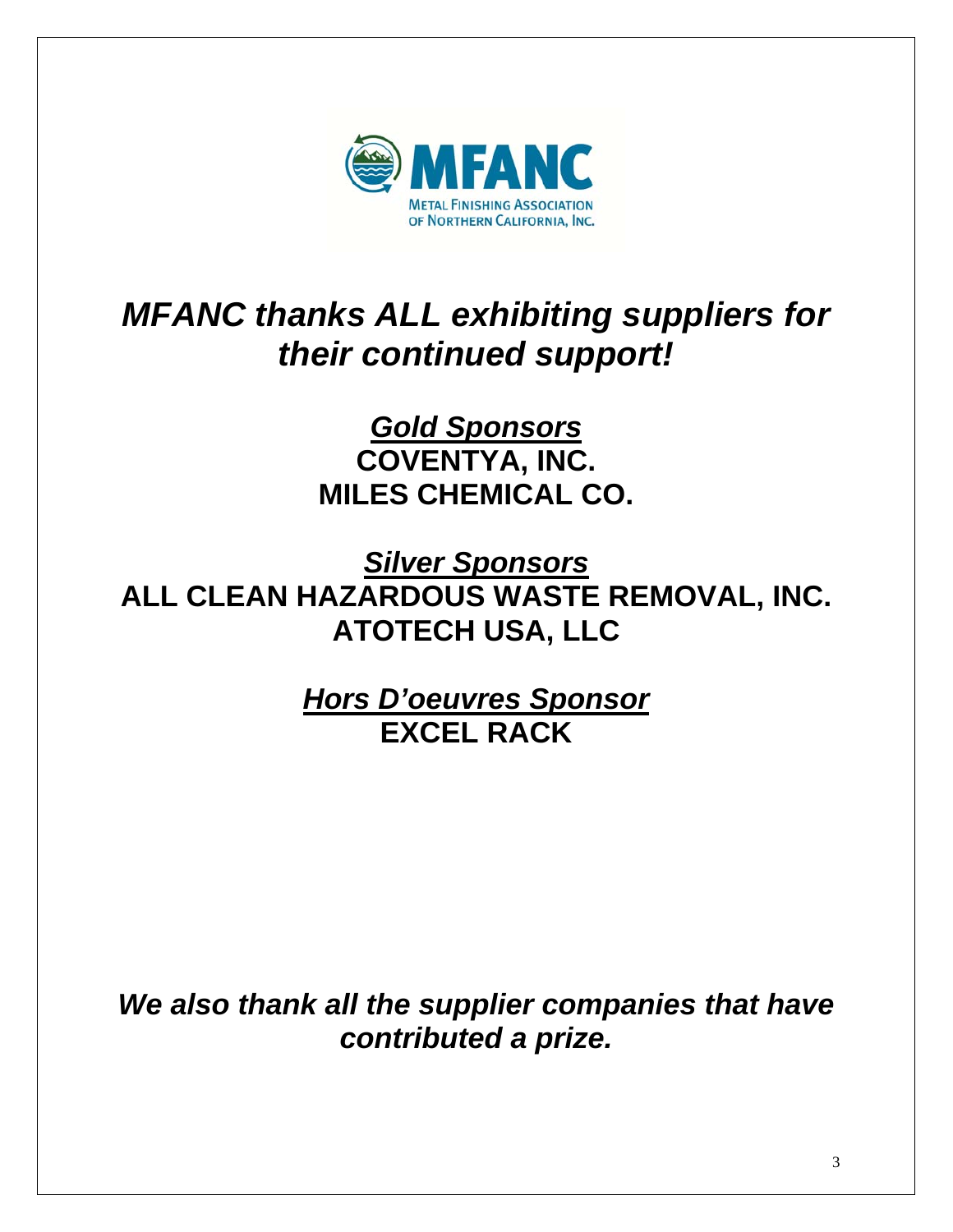MFANC

METAL FINISHING ASSOCIATION OF NORTHERN CALIFORNIA, INC.

# *MFANC thanks ALL exhibiting suppliers for their continued support!*

## ***Gold Sponsors***

**COVENTYA, INC.**

**MILES CHEMICAL CO.**

## ***Silver Sponsors***

**ALL CLEAN HAZARDOUS WASTE REMOVAL, INC.**

**ATOTECH USA, LLC**

## ***Hors D'oeuvres Sponsor***

**EXCEL RACK**

***We also thank all the supplier companies that have contributed a prize.***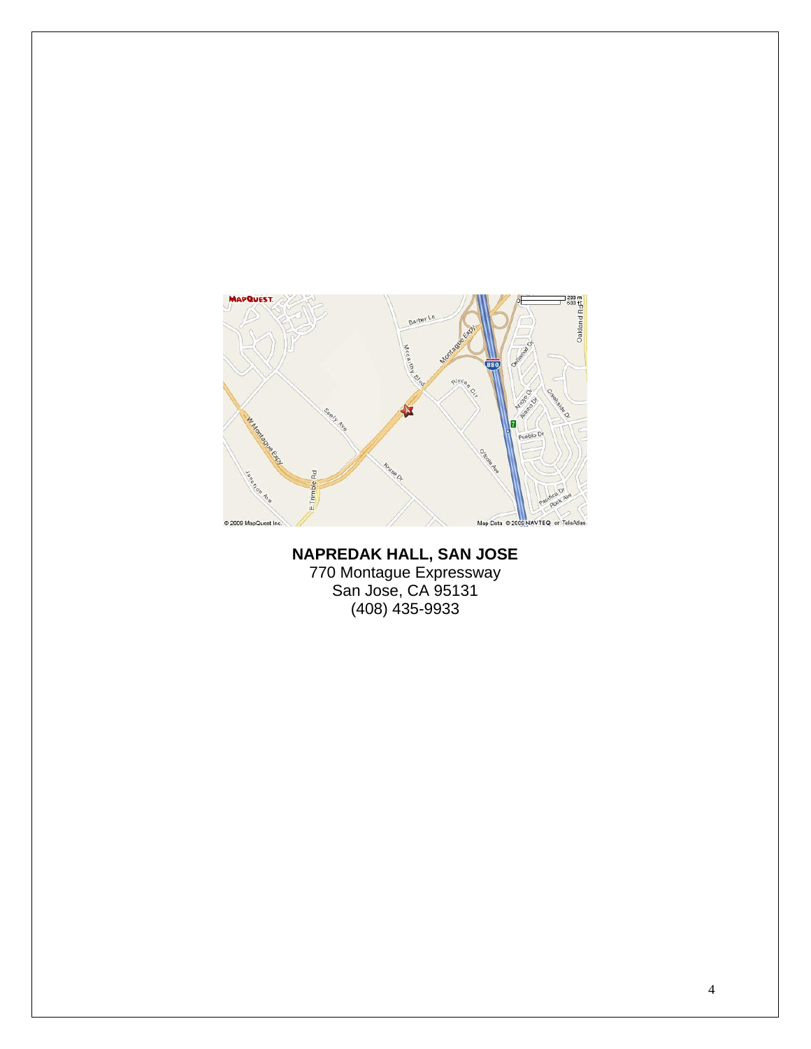**NAPREDAK HALL, SAN JOSE**

770 Montague Expressway
San Jose, CA 95131
(408) 435-9933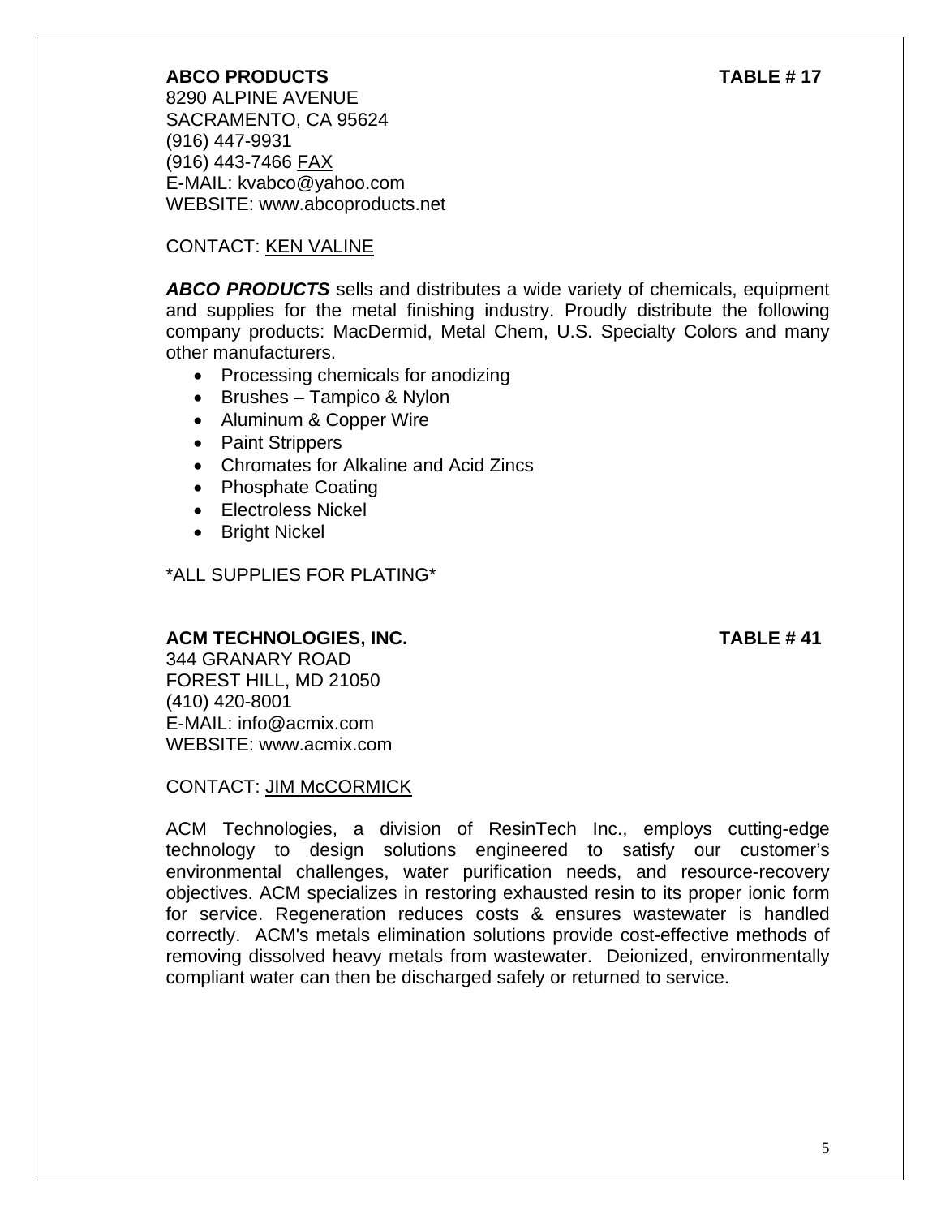**ABCO PRODUCTS** **TABLE # 17**

8290 ALPINE AVENUE
SACRAMENTO, CA 95624
(916) 447-9931
(916) 443-7466 FAX
E-MAIL: kvabco@yahoo.com
WEBSITE: www.abcoproducts.net

CONTACT: KEN VALINE

***ABCO PRODUCTS*** sells and distributes a wide variety of chemicals, equipment and supplies for the metal finishing industry. Proudly distribute the following company products: MacDermid, Metal Chem, U.S. Specialty Colors and many other manufacturers.

- Processing chemicals for anodizing
- Brushes – Tampico & Nylon
- Aluminum & Copper Wire
- Paint Strippers
- Chromates for Alkaline and Acid Zincs
- Phosphate Coating
- Electroless Nickel
- Bright Nickel

*ALL SUPPLIES FOR PLATING*

**ACM TECHNOLOGIES, INC.** **TABLE # 41**

344 GRANARY ROAD
FOREST HILL, MD 21050
(410) 420-8001
E-MAIL: info@acmix.com
WEBSITE: www.acmix.com

CONTACT: JIM McCORMICK

ACM Technologies, a division of ResinTech Inc., employs cutting-edge technology to design solutions engineered to satisfy our customer's environmental challenges, water purification needs, and resource-recovery objectives. ACM specializes in restoring exhausted resin to its proper ionic form for service. Regeneration reduces costs & ensures wastewater is handled correctly. ACM's metals elimination solutions provide cost-effective methods of removing dissolved heavy metals from wastewater. Deionized, environmentally compliant water can then be discharged safely or returned to service.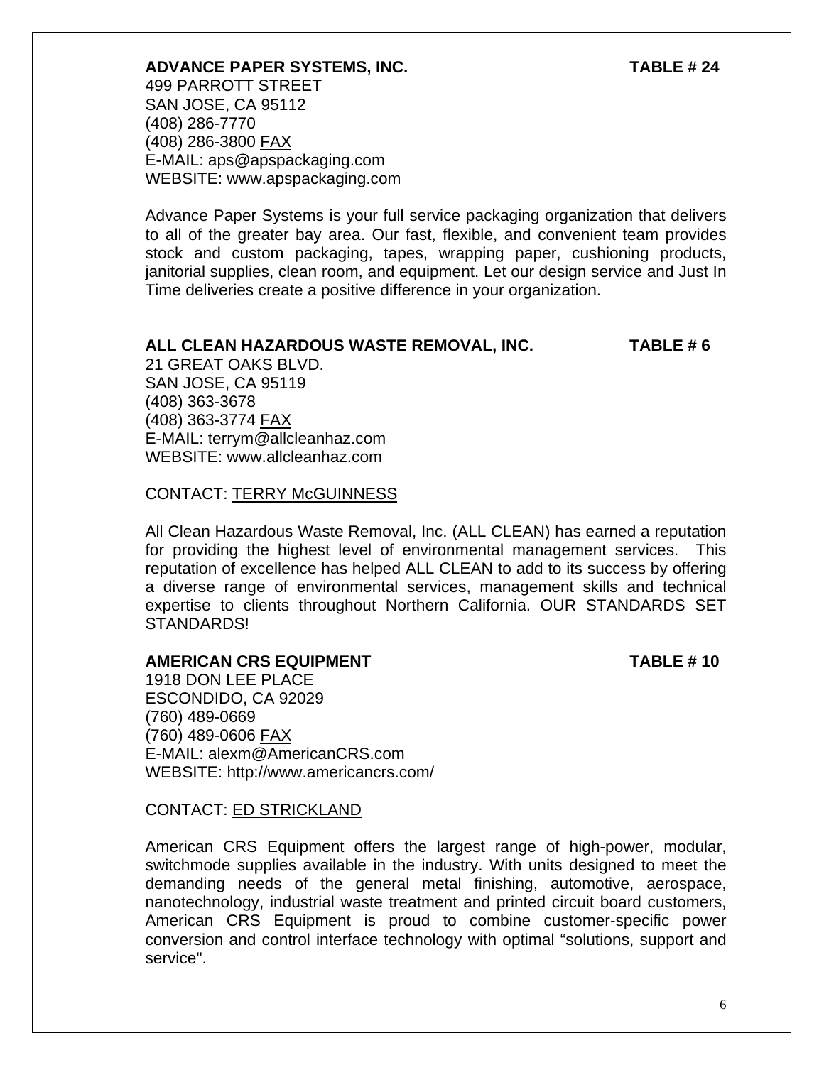**ADVANCE PAPER SYSTEMS, INC.** **TABLE # 24**

499 PARROTT STREET
SAN JOSE, CA 95112
(408) 286-7770
(408) 286-3800 FAX
E-MAIL: aps@apspackaging.com
WEBSITE: www.apspackaging.com

Advance Paper Systems is your full service packaging organization that delivers to all of the greater bay area. Our fast, flexible, and convenient team provides stock and custom packaging, tapes, wrapping paper, cushioning products, janitorial supplies, clean room, and equipment. Let our design service and Just In Time deliveries create a positive difference in your organization.

**ALL CLEAN HAZARDOUS WASTE REMOVAL, INC.** **TABLE # 6**

21 GREAT OAKS BLVD.
SAN JOSE, CA 95119
(408) 363-3678
(408) 363-3774 FAX
E-MAIL: terrym@allcleanhaz.com
WEBSITE: www.allcleanhaz.com

CONTACT: TERRY McGUINNESS

All Clean Hazardous Waste Removal, Inc. (ALL CLEAN) has earned a reputation for providing the highest level of environmental management services. This reputation of excellence has helped ALL CLEAN to add to its success by offering a diverse range of environmental services, management skills and technical expertise to clients throughout Northern California. OUR STANDARDS SET STANDARDS!

**AMERICAN CRS EQUIPMENT** **TABLE # 10**

1918 DON LEE PLACE
ESCONDIDO, CA 92029
(760) 489-0669
(760) 489-0606 FAX
E-MAIL: alexm@AmericanCRS.com
WEBSITE: http://www.americancrs.com/

CONTACT: ED STRICKLAND

American CRS Equipment offers the largest range of high-power, modular, switchmode supplies available in the industry. With units designed to meet the demanding needs of the general metal finishing, automotive, aerospace, nanotechnology, industrial waste treatment and printed circuit board customers, American CRS Equipment is proud to combine customer-specific power conversion and control interface technology with optimal “solutions, support and service".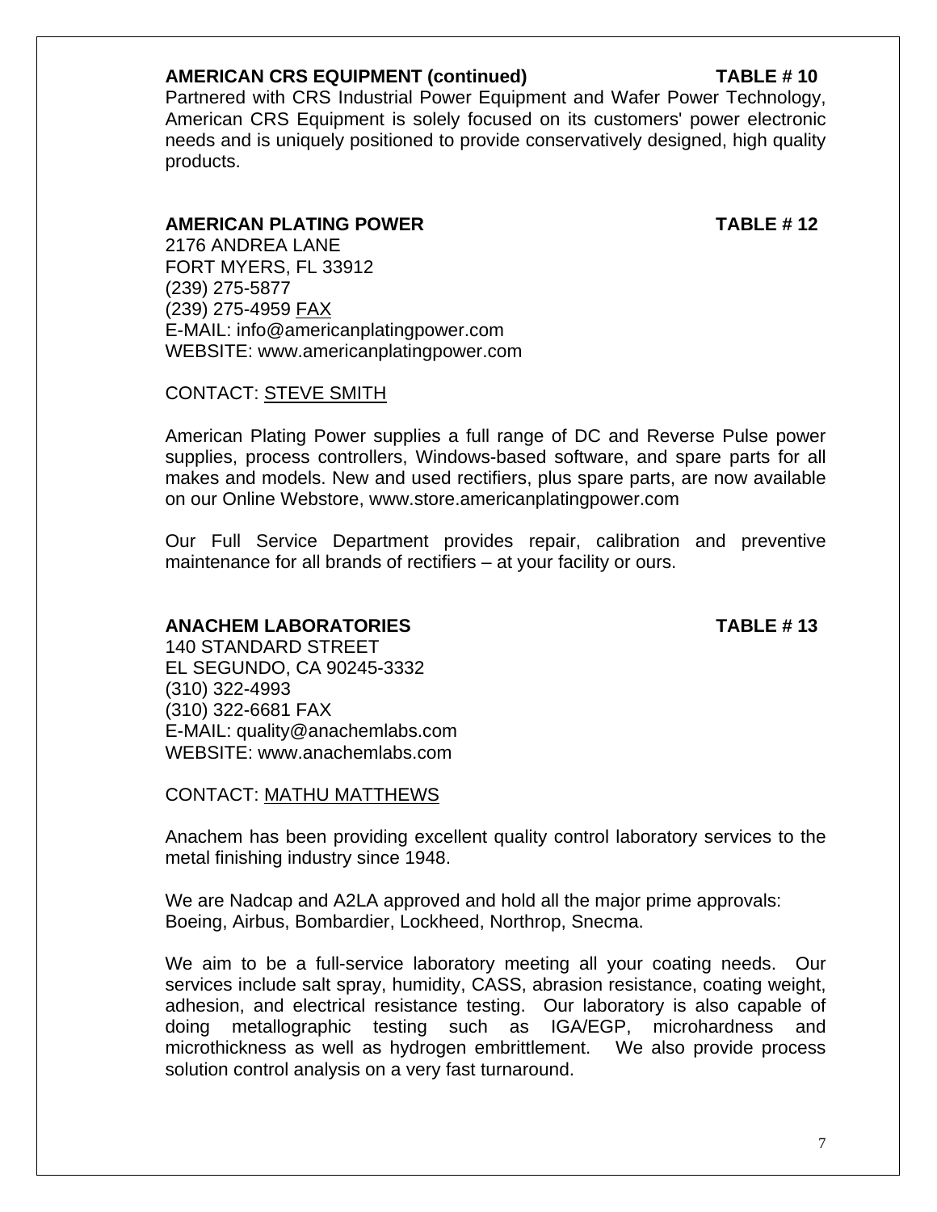**AMERICAN CRS EQUIPMENT (continued)** **TABLE # 10**

Partnered with CRS Industrial Power Equipment and Wafer Power Technology, American CRS Equipment is solely focused on its customers' power electronic needs and is uniquely positioned to provide conservatively designed, high quality products.

**AMERICAN PLATING POWER** **TABLE # 12**

2176 ANDREA LANE
FORT MYERS, FL 33912
(239) 275-5877
(239) 275-4959 FAX
E-MAIL: info@americanplatingpower.com
WEBSITE: www.americanplatingpower.com

CONTACT: STEVE SMITH

American Plating Power supplies a full range of DC and Reverse Pulse power supplies, process controllers, Windows-based software, and spare parts for all makes and models. New and used rectifiers, plus spare parts, are now available on our Online Webstore, www.store.americanplatingpower.com

Our Full Service Department provides repair, calibration and preventive maintenance for all brands of rectifiers – at your facility or ours.

**ANACHEM LABORATORIES** **TABLE # 13**

140 STANDARD STREET
EL SEGUNDO, CA 90245-3332
(310) 322-4993
(310) 322-6681 FAX
E-MAIL: quality@anachemlabs.com
WEBSITE: www.anachemlabs.com

CONTACT: MATHU MATTHEWS

Anachem has been providing excellent quality control laboratory services to the metal finishing industry since 1948.

We are Nadcap and A2LA approved and hold all the major prime approvals: Boeing, Airbus, Bombardier, Lockheed, Northrop, Snecma.

We aim to be a full-service laboratory meeting all your coating needs. Our services include salt spray, humidity, CASS, abrasion resistance, coating weight, adhesion, and electrical resistance testing. Our laboratory is also capable of doing metallographic testing such as IGA/EGP, microhardness and microthickness as well as hydrogen embrittlement. We also provide process solution control analysis on a very fast turnaround.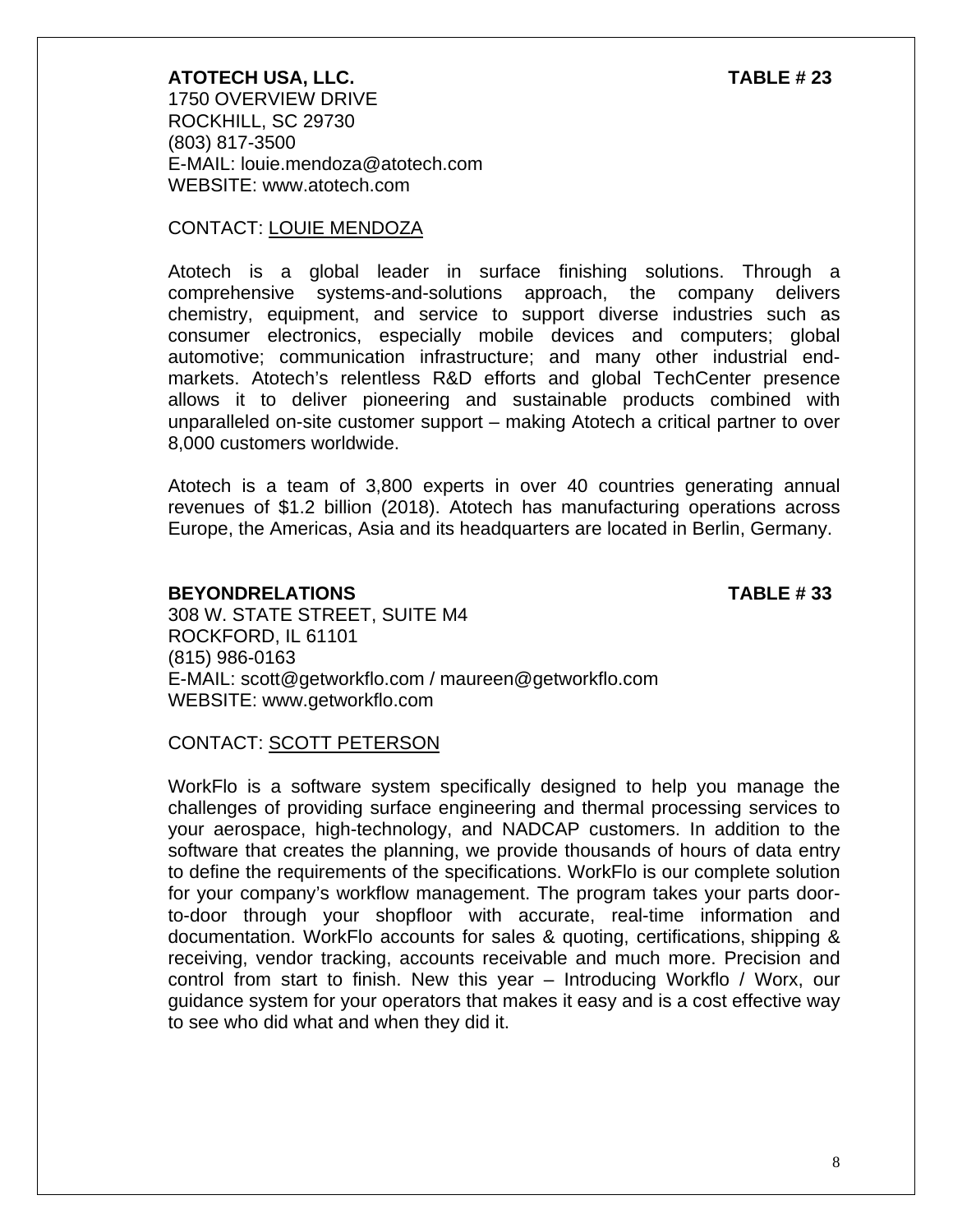**ATOTECH USA, LLC.** **TABLE # 23**

1750 OVERVIEW DRIVE
ROCKHILL, SC 29730
(803) 817-3500
E-MAIL: louie.mendoza@atotech.com
WEBSITE: www.atotech.com

CONTACT: <u>LOUIE MENDOZA</u>

Atotech is a global leader in surface finishing solutions. Through a comprehensive systems-and-solutions approach, the company delivers chemistry, equipment, and service to support diverse industries such as consumer electronics, especially mobile devices and computers; global automotive; communication infrastructure; and many other industrial end-markets. Atotech's relentless R&D efforts and global TechCenter presence allows it to deliver pioneering and sustainable products combined with unparalleled on-site customer support – making Atotech a critical partner to over 8,000 customers worldwide.

Atotech is a team of 3,800 experts in over 40 countries generating annual revenues of $1.2 billion (2018). Atotech has manufacturing operations across Europe, the Americas, Asia and its headquarters are located in Berlin, Germany.

**BEYONDRELATIONS** **TABLE # 33**

308 W. STATE STREET, SUITE M4
ROCKFORD, IL 61101
(815) 986-0163
E-MAIL: scott@getworkflo.com / maureen@getworkflo.com
WEBSITE: www.getworkflo.com

CONTACT: <u>SCOTT PETERSON</u>

WorkFlo is a software system specifically designed to help you manage the challenges of providing surface engineering and thermal processing services to your aerospace, high-technology, and NADCAP customers. In addition to the software that creates the planning, we provide thousands of hours of data entry to define the requirements of the specifications. WorkFlo is our complete solution for your company's workflow management. The program takes your parts door-to-door through your shopfloor with accurate, real-time information and documentation. WorkFlo accounts for sales & quoting, certifications, shipping & receiving, vendor tracking, accounts receivable and much more. Precision and control from start to finish. New this year – Introducing Workflo / Worx, our guidance system for your operators that makes it easy and is a cost effective way to see who did what and when they did it.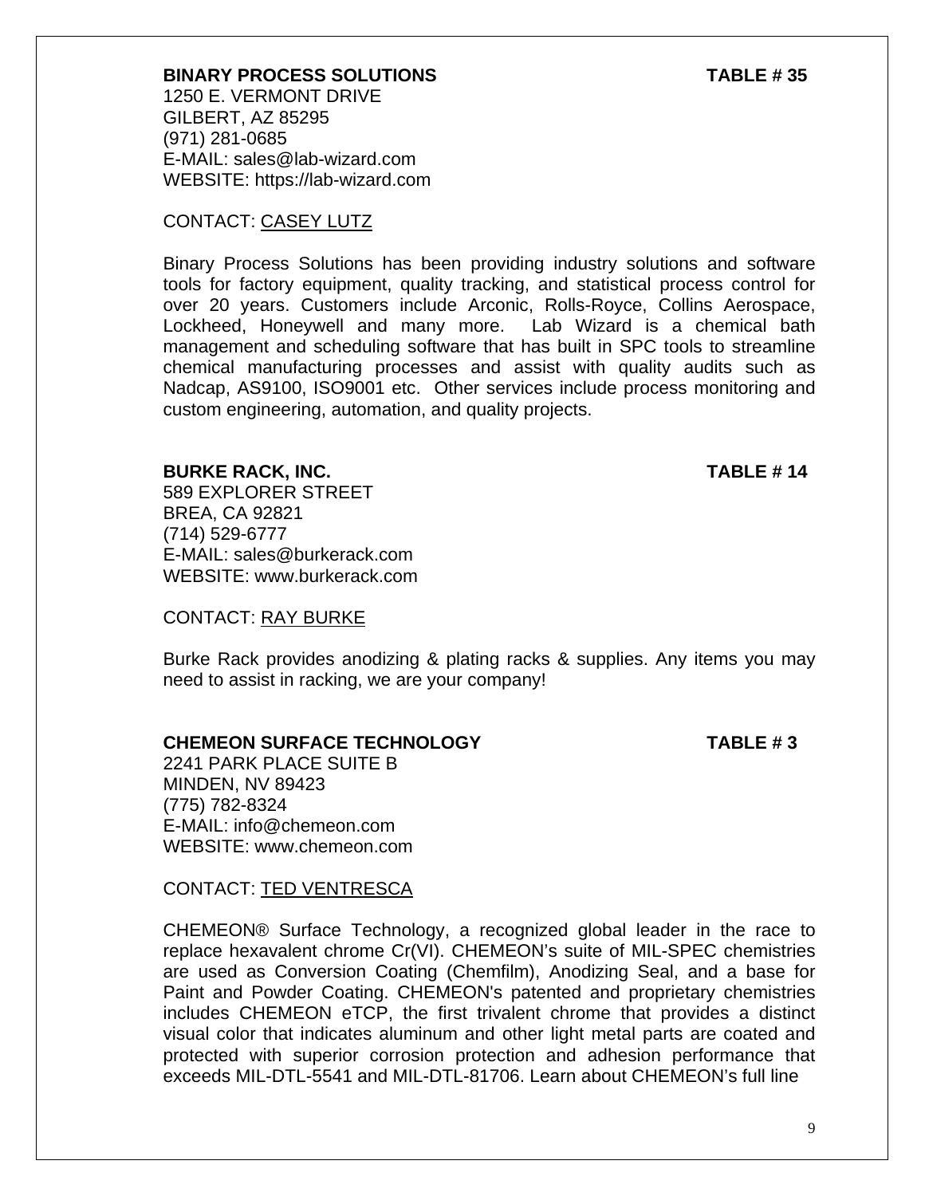**BINARY PROCESS SOLUTIONS** **TABLE # 35**

1250 E. VERMONT DRIVE
GILBERT, AZ 85295
(971) 281-0685
E-MAIL: sales@lab-wizard.com
WEBSITE: https://lab-wizard.com

CONTACT: <u>CASEY LUTZ</u>

Binary Process Solutions has been providing industry solutions and software tools for factory equipment, quality tracking, and statistical process control for over 20 years. Customers include Arconic, Rolls-Royce, Collins Aerospace, Lockheed, Honeywell and many more. Lab Wizard is a chemical bath management and scheduling software that has built in SPC tools to streamline chemical manufacturing processes and assist with quality audits such as Nadcap, AS9100, ISO9001 etc. Other services include process monitoring and custom engineering, automation, and quality projects.

**BURKE RACK, INC.** **TABLE # 14**

589 EXPLORER STREET
BREA, CA 92821
(714) 529-6777
E-MAIL: sales@burkerack.com
WEBSITE: www.burkerack.com

CONTACT: <u>RAY BURKE</u>

Burke Rack provides anodizing & plating racks & supplies. Any items you may need to assist in racking, we are your company!

**CHEMEON SURFACE TECHNOLOGY** **TABLE # 3**

2241 PARK PLACE SUITE B
MINDEN, NV 89423
(775) 782-8324
E-MAIL: info@chemeon.com
WEBSITE: www.chemeon.com

CONTACT: <u>TED VENTRESCA</u>

CHEMEON® Surface Technology, a recognized global leader in the race to replace hexavalent chrome Cr(VI). CHEMEON's suite of MIL-SPEC chemistries are used as Conversion Coating (Chemfilm), Anodizing Seal, and a base for Paint and Powder Coating. CHEMEON's patented and proprietary chemistries includes CHEMEON eTCP, the first trivalent chrome that provides a distinct visual color that indicates aluminum and other light metal parts are coated and protected with superior corrosion protection and adhesion performance that exceeds MIL-DTL-5541 and MIL-DTL-81706. Learn about CHEMEON's full line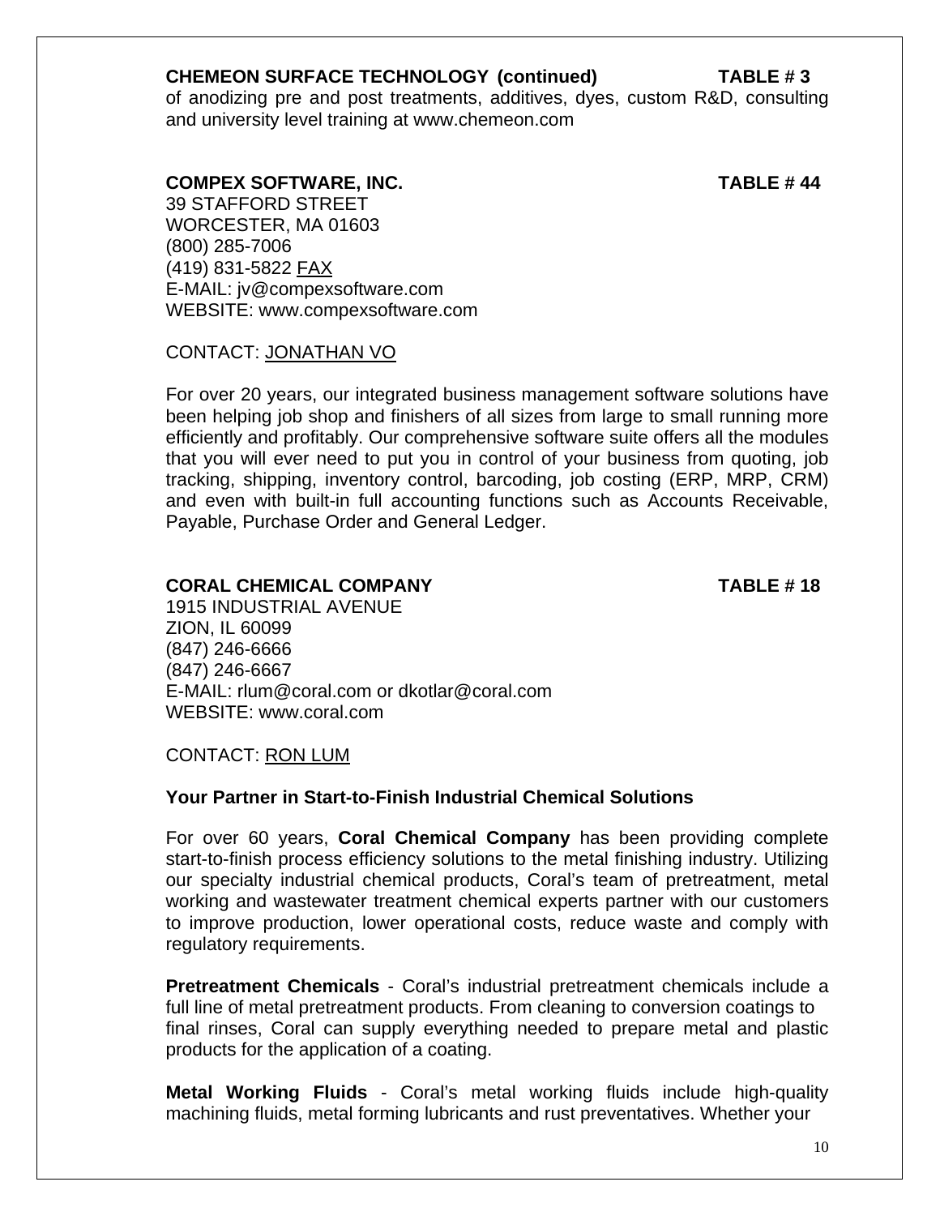**CHEMEON SURFACE TECHNOLOGY (continued) TABLE # 3**

of anodizing pre and post treatments, additives, dyes, custom R&D, consulting and university level training at www.chemeon.com

**COMPEX SOFTWARE, INC. TABLE # 44**

39 STAFFORD STREET
WORCESTER, MA 01603
(800) 285-7006
(419) 831-5822 FAX
E-MAIL: jv@compexsoftware.com
WEBSITE: www.compexsoftware.com

CONTACT: JONATHAN VO

For over 20 years, our integrated business management software solutions have been helping job shop and finishers of all sizes from large to small running more efficiently and profitably. Our comprehensive software suite offers all the modules that you will ever need to put you in control of your business from quoting, job tracking, shipping, inventory control, barcoding, job costing (ERP, MRP, CRM) and even with built-in full accounting functions such as Accounts Receivable, Payable, Purchase Order and General Ledger.

**CORAL CHEMICAL COMPANY TABLE # 18**

1915 INDUSTRIAL AVENUE
ZION, IL 60099
(847) 246-6666
(847) 246-6667
E-MAIL: rlum@coral.com or dkotlar@coral.com
WEBSITE: www.coral.com

CONTACT: RON LUM

**Your Partner in Start-to-Finish Industrial Chemical Solutions**

For over 60 years, **Coral Chemical Company** has been providing complete start-to-finish process efficiency solutions to the metal finishing industry. Utilizing our specialty industrial chemical products, Coral's team of pretreatment, metal working and wastewater treatment chemical experts partner with our customers to improve production, lower operational costs, reduce waste and comply with regulatory requirements.

**Pretreatment Chemicals** - Coral's industrial pretreatment chemicals include a full line of metal pretreatment products. From cleaning to conversion coatings to final rinses, Coral can supply everything needed to prepare metal and plastic products for the application of a coating.

**Metal Working Fluids** - Coral's metal working fluids include high-quality machining fluids, metal forming lubricants and rust preventatives. Whether your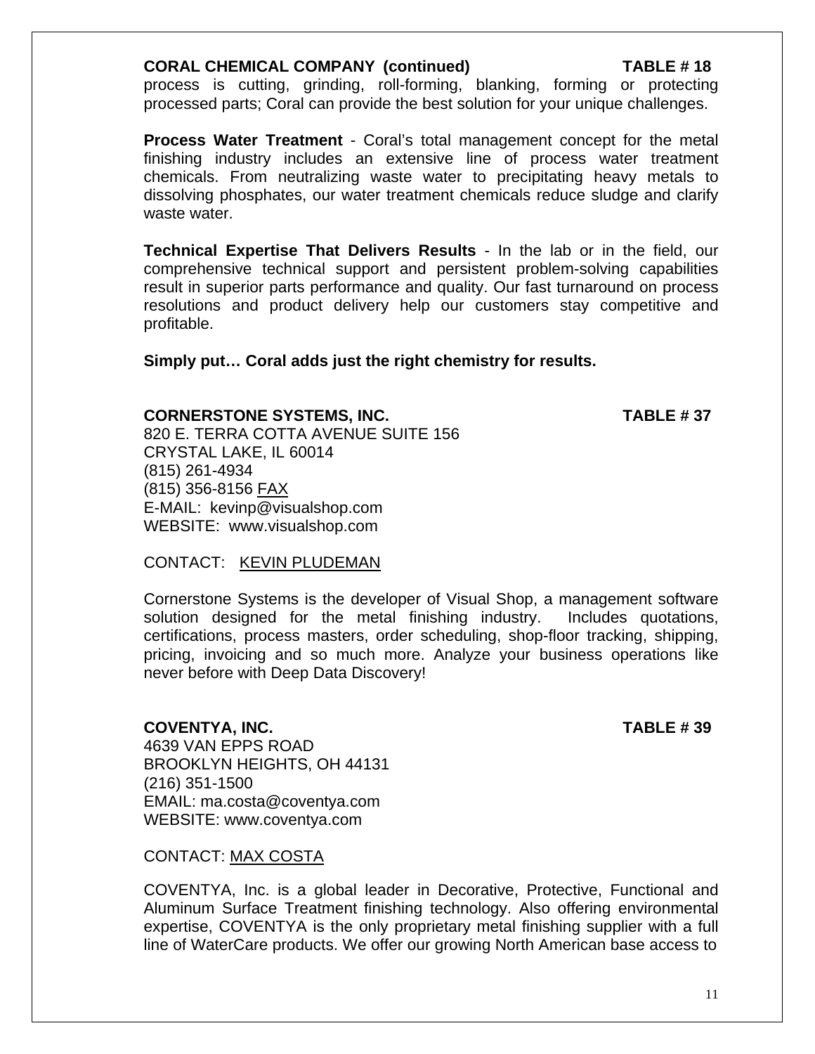**CORAL CHEMICAL COMPANY (continued)** **TABLE # 18**

process is cutting, grinding, roll-forming, blanking, forming or protecting processed parts; Coral can provide the best solution for your unique challenges.

**Process Water Treatment** - Coral's total management concept for the metal finishing industry includes an extensive line of process water treatment chemicals. From neutralizing waste water to precipitating heavy metals to dissolving phosphates, our water treatment chemicals reduce sludge and clarify waste water.

**Technical Expertise That Delivers Results** - In the lab or in the field, our comprehensive technical support and persistent problem-solving capabilities result in superior parts performance and quality. Our fast turnaround on process resolutions and product delivery help our customers stay competitive and profitable.

**Simply put… Coral adds just the right chemistry for results.**

**CORNERSTONE SYSTEMS, INC.** **TABLE # 37**

820 E. TERRA COTTA AVENUE SUITE 156
CRYSTAL LAKE, IL 60014
(815) 261-4934
(815) 356-8156 FAX
E-MAIL: kevinp@visualshop.com
WEBSITE: www.visualshop.com

CONTACT: KEVIN PLUDEMAN

Cornerstone Systems is the developer of Visual Shop, a management software solution designed for the metal finishing industry. Includes quotations, certifications, process masters, order scheduling, shop-floor tracking, shipping, pricing, invoicing and so much more. Analyze your business operations like never before with Deep Data Discovery!

**COVENTYA, INC.** **TABLE # 39**

4639 VAN EPPS ROAD
BROOKLYN HEIGHTS, OH 44131
(216) 351-1500
EMAIL: ma.costa@coventya.com
WEBSITE: www.coventya.com

CONTACT: MAX COSTA

COVENTYA, Inc. is a global leader in Decorative, Protective, Functional and Aluminum Surface Treatment finishing technology. Also offering environmental expertise, COVENTYA is the only proprietary metal finishing supplier with a full line of WaterCare products. We offer our growing North American base access to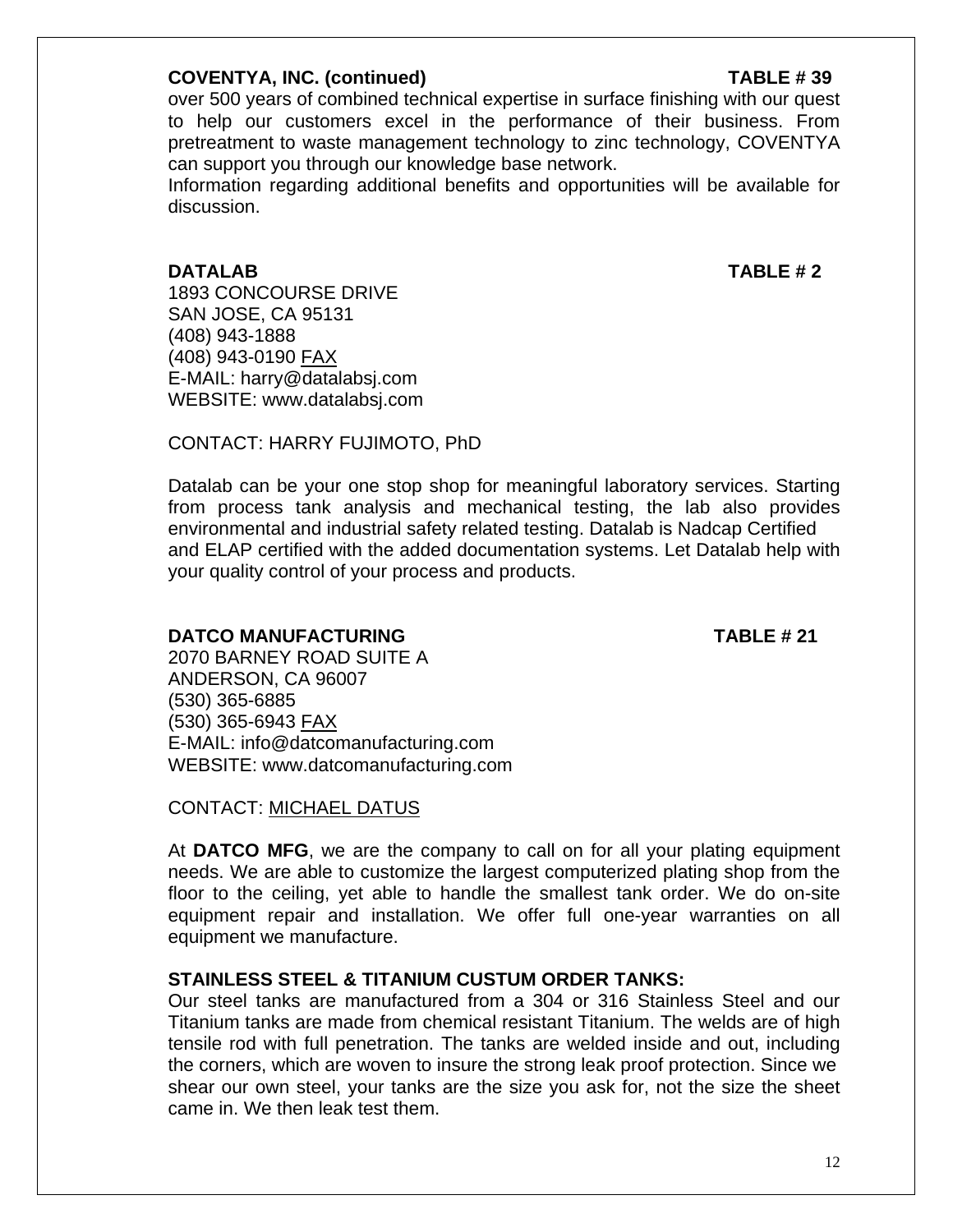**COVENTYA, INC. (continued)** **TABLE # 39**

over 500 years of combined technical expertise in surface finishing with our quest to help our customers excel in the performance of their business. From pretreatment to waste management technology to zinc technology, COVENTYA can support you through our knowledge base network.

Information regarding additional benefits and opportunities will be available for discussion.

**DATALAB** **TABLE # 2**

1893 CONCOURSE DRIVE
SAN JOSE, CA 95131
(408) 943-1888
(408) 943-0190 FAX
E-MAIL: harry@datalabsj.com
WEBSITE: www.datalabsj.com

CONTACT: HARRY FUJIMOTO, PhD

Datalab can be your one stop shop for meaningful laboratory services. Starting from process tank analysis and mechanical testing, the lab also provides environmental and industrial safety related testing. Datalab is Nadcap Certified and ELAP certified with the added documentation systems. Let Datalab help with your quality control of your process and products.

**DATCO MANUFACTURING** **TABLE # 21**

2070 BARNEY ROAD SUITE A
ANDERSON, CA 96007
(530) 365-6885
(530) 365-6943 FAX
E-MAIL: info@datcomanufacturing.com
WEBSITE: www.datcomanufacturing.com

CONTACT: MICHAEL DATUS

At **DATCO MFG**, we are the company to call on for all your plating equipment needs. We are able to customize the largest computerized plating shop from the floor to the ceiling, yet able to handle the smallest tank order. We do on-site equipment repair and installation. We offer full one-year warranties on all equipment we manufacture.

**STAINLESS STEEL & TITANIUM CUSTUM ORDER TANKS:**

Our steel tanks are manufactured from a 304 or 316 Stainless Steel and our Titanium tanks are made from chemical resistant Titanium. The welds are of high tensile rod with full penetration. The tanks are welded inside and out, including the corners, which are woven to insure the strong leak proof protection. Since we shear our own steel, your tanks are the size you ask for, not the size the sheet came in. We then leak test them.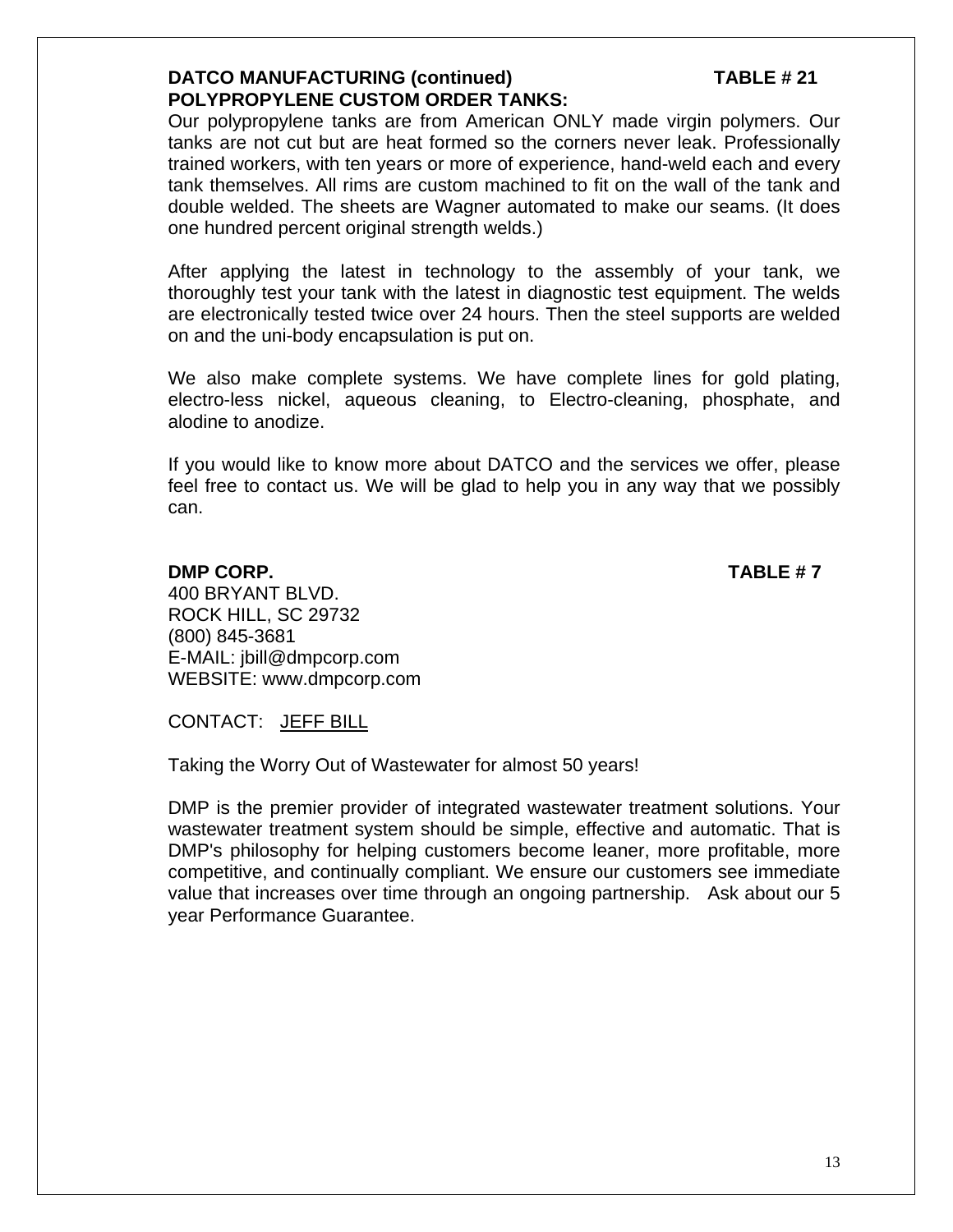**DATCO MANUFACTURING (continued) TABLE # 21**
**POLYPROPYLENE CUSTOM ORDER TANKS:**

Our polypropylene tanks are from American ONLY made virgin polymers. Our tanks are not cut but are heat formed so the corners never leak. Professionally trained workers, with ten years or more of experience, hand-weld each and every tank themselves. All rims are custom machined to fit on the wall of the tank and double welded. The sheets are Wagner automated to make our seams. (It does one hundred percent original strength welds.)

After applying the latest in technology to the assembly of your tank, we thoroughly test your tank with the latest in diagnostic test equipment. The welds are electronically tested twice over 24 hours. Then the steel supports are welded on and the uni-body encapsulation is put on.

We also make complete systems. We have complete lines for gold plating, electro-less nickel, aqueous cleaning, to Electro-cleaning, phosphate, and alodine to anodize.

If you would like to know more about DATCO and the services we offer, please feel free to contact us. We will be glad to help you in any way that we possibly can.

**DMP CORP. TABLE # 7**

400 BRYANT BLVD.
ROCK HILL, SC 29732
(800) 845-3681
E-MAIL: jbill@dmpcorp.com
WEBSITE: www.dmpcorp.com

CONTACT: JEFF BILL

Taking the Worry Out of Wastewater for almost 50 years!

DMP is the premier provider of integrated wastewater treatment solutions. Your wastewater treatment system should be simple, effective and automatic. That is DMP's philosophy for helping customers become leaner, more profitable, more competitive, and continually compliant. We ensure our customers see immediate value that increases over time through an ongoing partnership. Ask about our 5 year Performance Guarantee.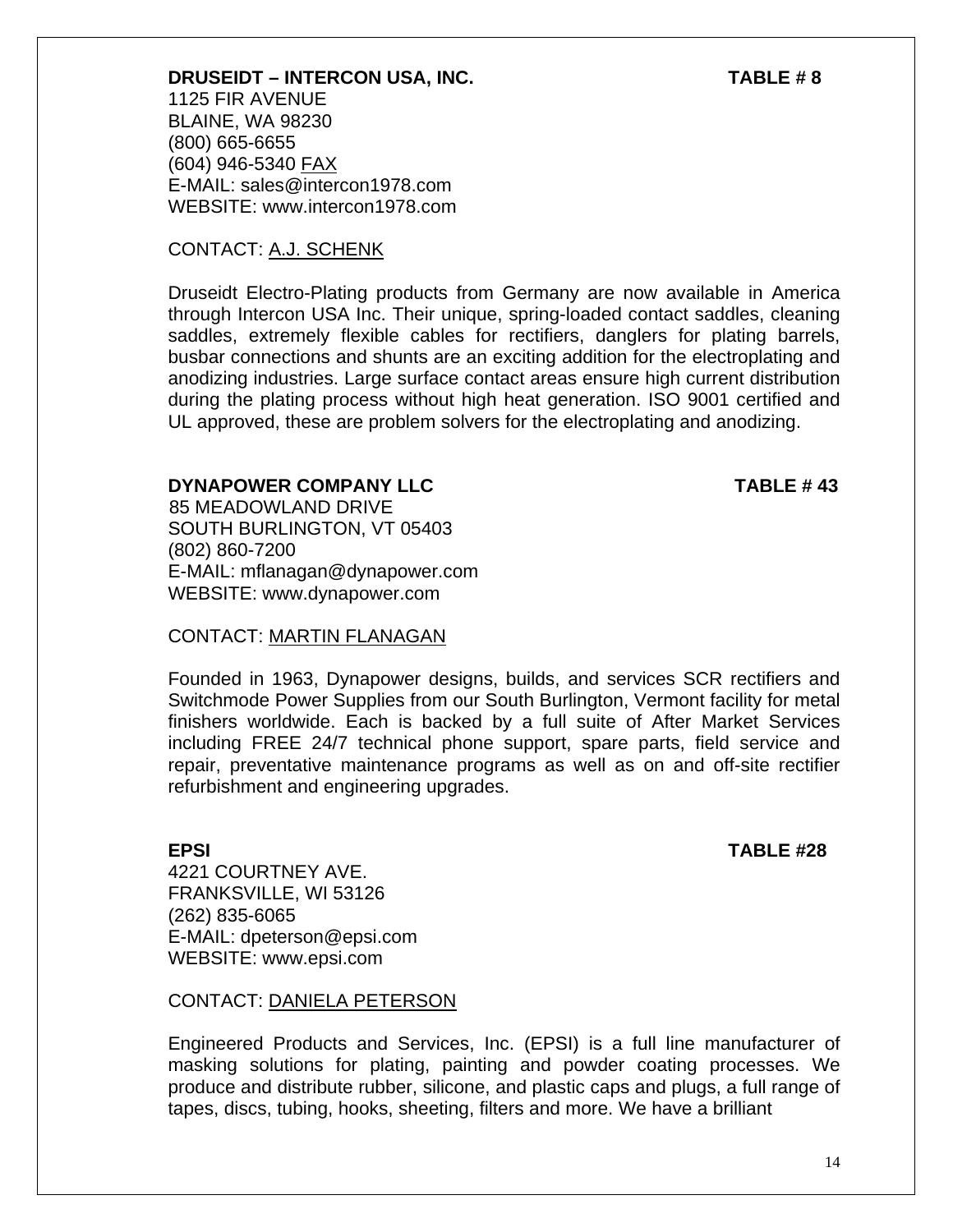**DRUSEIDT – INTERCON USA, INC.** **TABLE # 8**

1125 FIR AVENUE
BLAINE, WA 98230
(800) 665-6655
(604) 946-5340 FAX
E-MAIL: sales@intercon1978.com
WEBSITE: www.intercon1978.com

CONTACT: A.J. SCHENK

Druseidt Electro-Plating products from Germany are now available in America through Intercon USA Inc. Their unique, spring-loaded contact saddles, cleaning saddles, extremely flexible cables for rectifiers, danglers for plating barrels, busbar connections and shunts are an exciting addition for the electroplating and anodizing industries. Large surface contact areas ensure high current distribution during the plating process without high heat generation. ISO 9001 certified and UL approved, these are problem solvers for the electroplating and anodizing.

**DYNAPOWER COMPANY LLC** **TABLE # 43**

85 MEADOWLAND DRIVE
SOUTH BURLINGTON, VT 05403
(802) 860-7200
E-MAIL: mflanagan@dynapower.com
WEBSITE: www.dynapower.com

CONTACT: MARTIN FLANAGAN

Founded in 1963, Dynapower designs, builds, and services SCR rectifiers and Switchmode Power Supplies from our South Burlington, Vermont facility for metal finishers worldwide. Each is backed by a full suite of After Market Services including FREE 24/7 technical phone support, spare parts, field service and repair, preventative maintenance programs as well as on and off-site rectifier refurbishment and engineering upgrades.

**EPSI** **TABLE #28**

4221 COURTNEY AVE.
FRANKSVILLE, WI 53126
(262) 835-6065
E-MAIL: dpeterson@epsi.com
WEBSITE: www.epsi.com

CONTACT: DANIELA PETERSON

Engineered Products and Services, Inc. (EPSI) is a full line manufacturer of masking solutions for plating, painting and powder coating processes. We produce and distribute rubber, silicone, and plastic caps and plugs, a full range of tapes, discs, tubing, hooks, sheeting, filters and more. We have a brilliant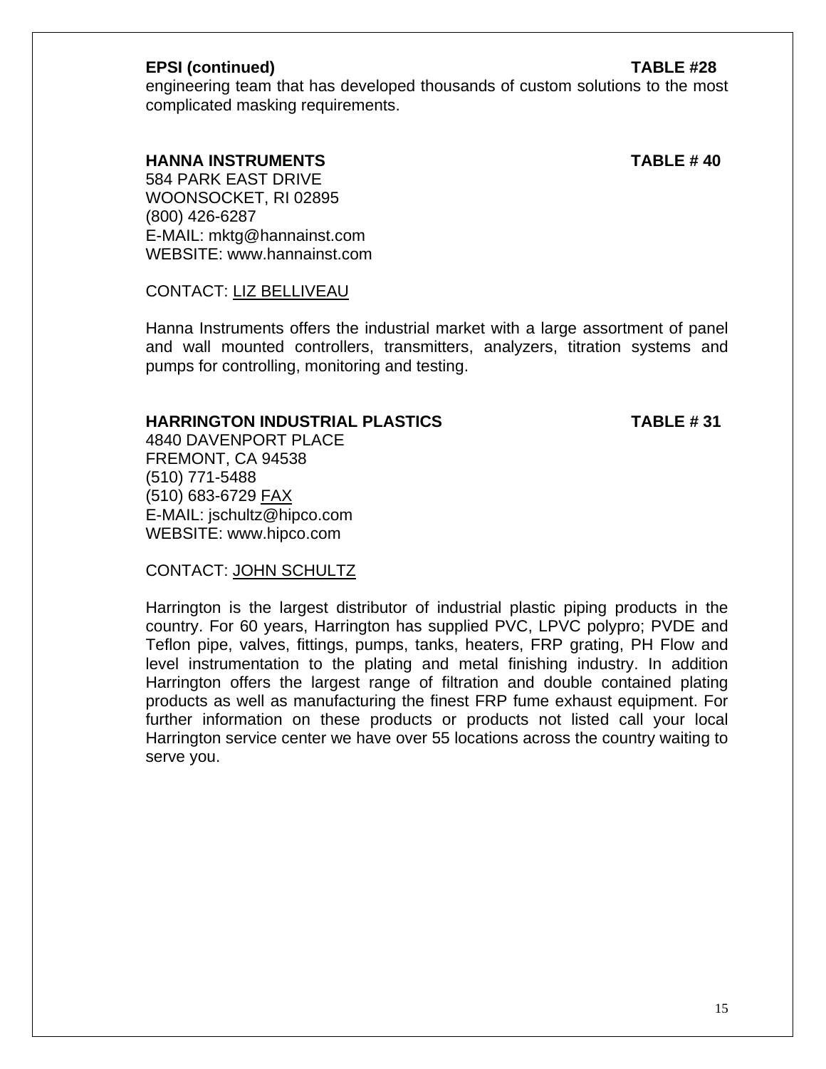**EPSI (continued)** **TABLE #28**

engineering team that has developed thousands of custom solutions to the most complicated masking requirements.

**HANNA INSTRUMENTS** **TABLE # 40**

584 PARK EAST DRIVE
WOONSOCKET, RI 02895
(800) 426-6287
E-MAIL: mktg@hannainst.com
WEBSITE: www.hannainst.com

CONTACT: LIZ BELLIVEAU

Hanna Instruments offers the industrial market with a large assortment of panel and wall mounted controllers, transmitters, analyzers, titration systems and pumps for controlling, monitoring and testing.

**HARRINGTON INDUSTRIAL PLASTICS** **TABLE # 31**

4840 DAVENPORT PLACE
FREMONT, CA 94538
(510) 771-5488
(510) 683-6729 FAX
E-MAIL: jschultz@hipco.com
WEBSITE: www.hipco.com

CONTACT: JOHN SCHULTZ

Harrington is the largest distributor of industrial plastic piping products in the country. For 60 years, Harrington has supplied PVC, LPVC polypro; PVDE and Teflon pipe, valves, fittings, pumps, tanks, heaters, FRP grating, PH Flow and level instrumentation to the plating and metal finishing industry. In addition Harrington offers the largest range of filtration and double contained plating products as well as manufacturing the finest FRP fume exhaust equipment. For further information on these products or products not listed call your local Harrington service center we have over 55 locations across the country waiting to serve you.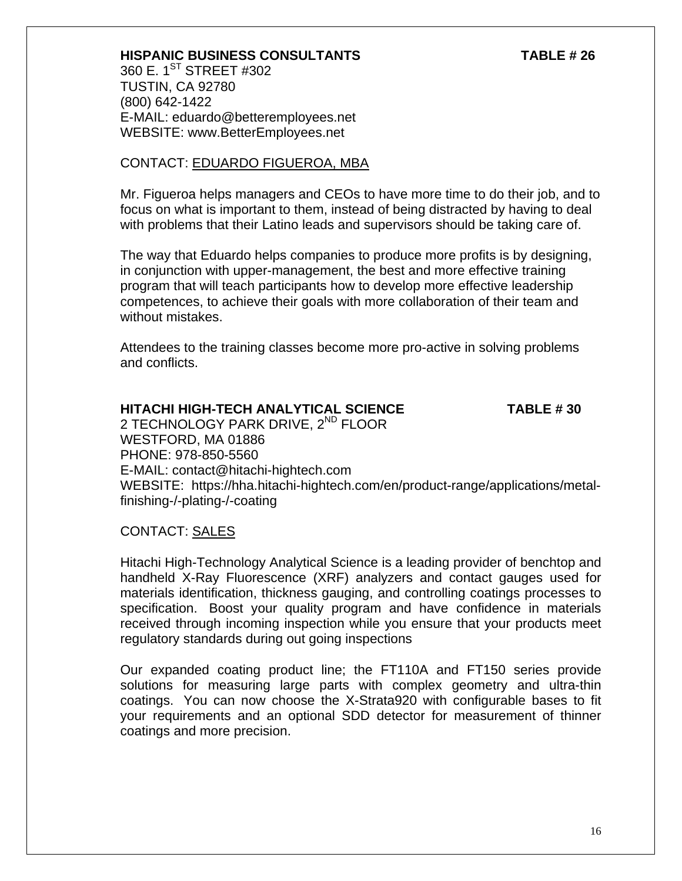**HISPANIC BUSINESS CONSULTANTS** **TABLE # 26**

360 E. 1ST STREET #302
TUSTIN, CA 92780
(800) 642-1422
E-MAIL: eduardo@betteremployees.net
WEBSITE: www.BetterEmployees.net

CONTACT: EDUARDO FIGUEROA, MBA

Mr. Figueroa helps managers and CEOs to have more time to do their job, and to focus on what is important to them, instead of being distracted by having to deal with problems that their Latino leads and supervisors should be taking care of.

The way that Eduardo helps companies to produce more profits is by designing, in conjunction with upper-management, the best and more effective training program that will teach participants how to develop more effective leadership competences, to achieve their goals with more collaboration of their team and without mistakes.

Attendees to the training classes become more pro-active in solving problems and conflicts.

**HITACHI HIGH-TECH ANALYTICAL SCIENCE** **TABLE # 30**

2 TECHNOLOGY PARK DRIVE, 2ND FLOOR
WESTFORD, MA 01886
PHONE: 978-850-5560
E-MAIL: contact@hitachi-hightech.com
WEBSITE: https://hha.hitachi-hightech.com/en/product-range/applications/metal-finishing-/-plating-/-coating

CONTACT: SALES

Hitachi High-Technology Analytical Science is a leading provider of benchtop and handheld X-Ray Fluorescence (XRF) analyzers and contact gauges used for materials identification, thickness gauging, and controlling coatings processes to specification. Boost your quality program and have confidence in materials received through incoming inspection while you ensure that your products meet regulatory standards during out going inspections

Our expanded coating product line; the FT110A and FT150 series provide solutions for measuring large parts with complex geometry and ultra-thin coatings. You can now choose the X-Strata920 with configurable bases to fit your requirements and an optional SDD detector for measurement of thinner coatings and more precision.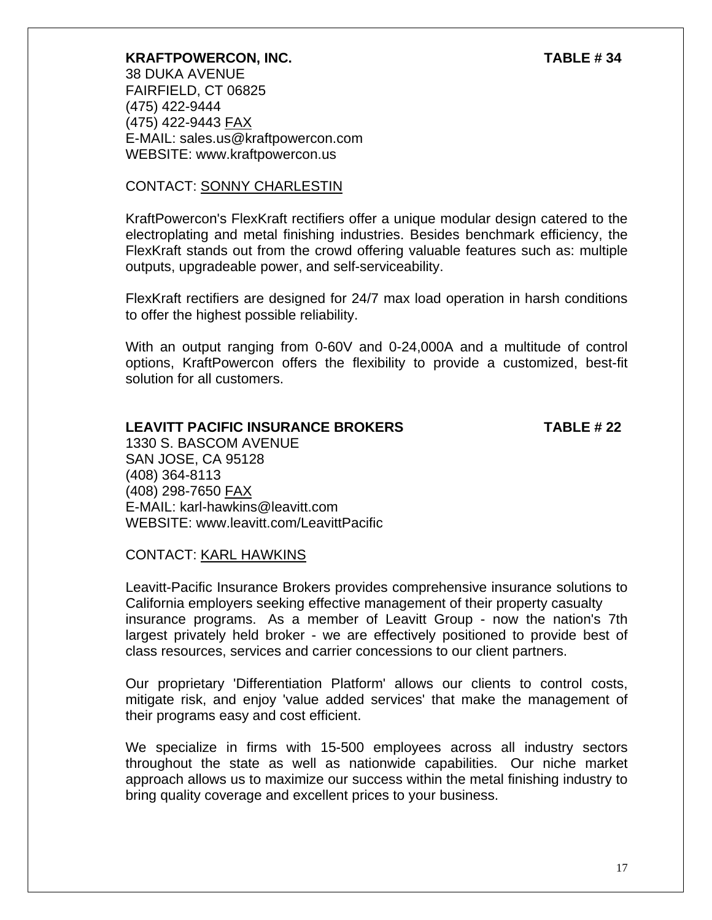**KRAFTPOWERCON, INC.** **TABLE # 34**

38 DUKA AVENUE
FAIRFIELD, CT 06825
(475) 422-9444
(475) 422-9443 FAX
E-MAIL: sales.us@kraftpowercon.com
WEBSITE: www.kraftpowercon.us

CONTACT: SONNY CHARLESTIN

KraftPowercon's FlexKraft rectifiers offer a unique modular design catered to the electroplating and metal finishing industries. Besides benchmark efficiency, the FlexKraft stands out from the crowd offering valuable features such as: multiple outputs, upgradeable power, and self-serviceability.

FlexKraft rectifiers are designed for 24/7 max load operation in harsh conditions to offer the highest possible reliability.

With an output ranging from 0-60V and 0-24,000A and a multitude of control options, KraftPowercon offers the flexibility to provide a customized, best-fit solution for all customers.

**LEAVITT PACIFIC INSURANCE BROKERS** **TABLE # 22**

1330 S. BASCOM AVENUE
SAN JOSE, CA 95128
(408) 364-8113
(408) 298-7650 FAX
E-MAIL: karl-hawkins@leavitt.com
WEBSITE: www.leavitt.com/LeavittPacific

CONTACT: KARL HAWKINS

Leavitt-Pacific Insurance Brokers provides comprehensive insurance solutions to California employers seeking effective management of their property casualty insurance programs. As a member of Leavitt Group - now the nation's 7th largest privately held broker - we are effectively positioned to provide best of class resources, services and carrier concessions to our client partners.

Our proprietary 'Differentiation Platform' allows our clients to control costs, mitigate risk, and enjoy 'value added services' that make the management of their programs easy and cost efficient.

We specialize in firms with 15-500 employees across all industry sectors throughout the state as well as nationwide capabilities. Our niche market approach allows us to maximize our success within the metal finishing industry to bring quality coverage and excellent prices to your business.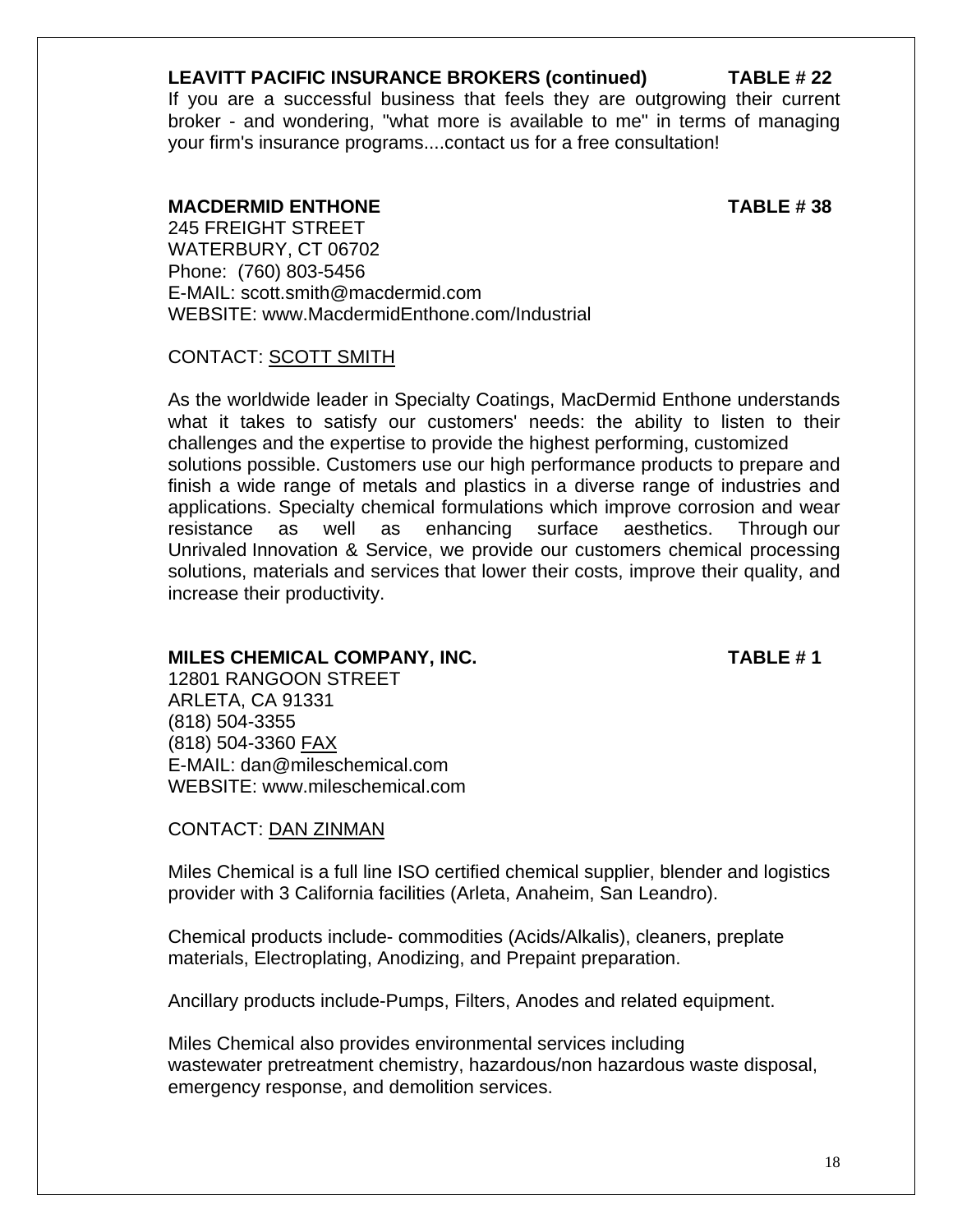**LEAVITT PACIFIC INSURANCE BROKERS (continued) TABLE # 22**

If you are a successful business that feels they are outgrowing their current broker - and wondering, "what more is available to me" in terms of managing your firm's insurance programs....contact us for a free consultation!

**MACDERMID ENTHONE TABLE # 38**

245 FREIGHT STREET
WATERBURY, CT 06702
Phone: (760) 803-5456
E-MAIL: scott.smith@macdermid.com
WEBSITE: www.MacdermidEnthone.com/Industrial

CONTACT: SCOTT SMITH

As the worldwide leader in Specialty Coatings, MacDermid Enthone understands what it takes to satisfy our customers' needs: the ability to listen to their challenges and the expertise to provide the highest performing, customized solutions possible. Customers use our high performance products to prepare and finish a wide range of metals and plastics in a diverse range of industries and applications. Specialty chemical formulations which improve corrosion and wear resistance as well as enhancing surface aesthetics. Through our Unrivaled Innovation & Service, we provide our customers chemical processing solutions, materials and services that lower their costs, improve their quality, and increase their productivity.

**MILES CHEMICAL COMPANY, INC. TABLE # 1**

12801 RANGOON STREET
ARLETA, CA 91331
(818) 504-3355
(818) 504-3360 FAX
E-MAIL: dan@mileschemical.com
WEBSITE: www.mileschemical.com

CONTACT: DAN ZINMAN

Miles Chemical is a full line ISO certified chemical supplier, blender and logistics provider with 3 California facilities (Arleta, Anaheim, San Leandro).

Chemical products include- commodities (Acids/Alkalis), cleaners, preplate materials, Electroplating, Anodizing, and Prepaint preparation.

Ancillary products include-Pumps, Filters, Anodes and related equipment.

Miles Chemical also provides environmental services including wastewater pretreatment chemistry, hazardous/non hazardous waste disposal, emergency response, and demolition services.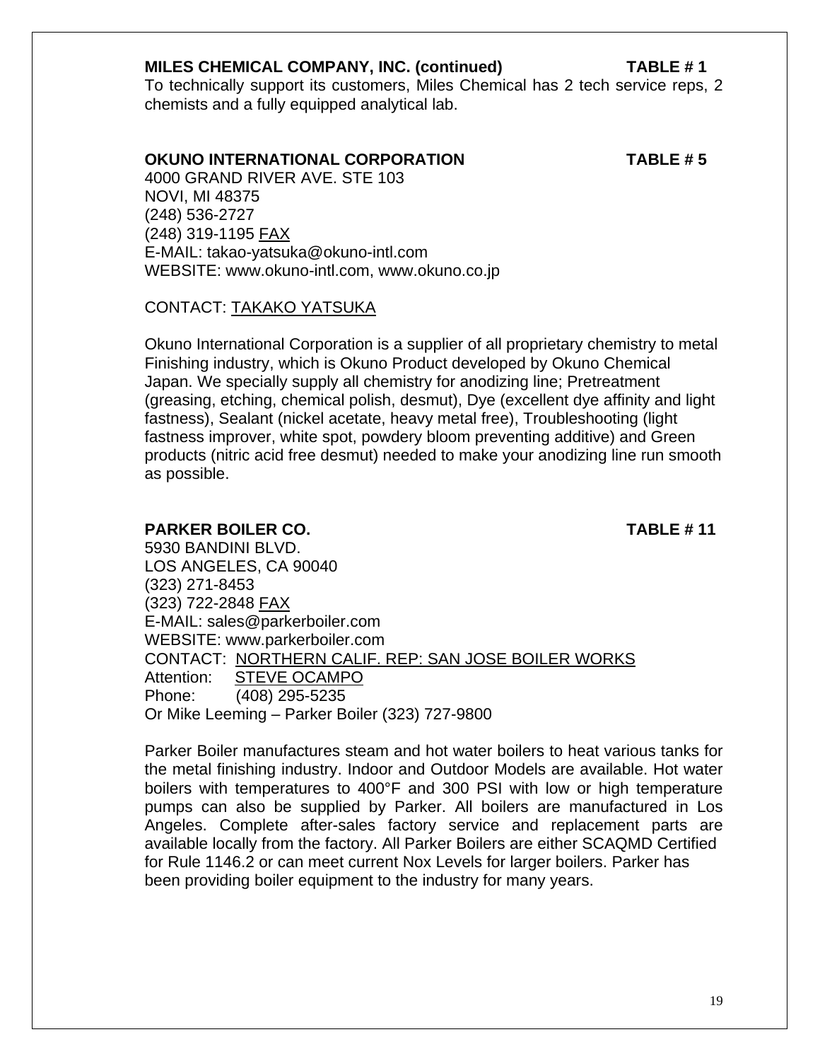**MILES CHEMICAL COMPANY, INC. (continued) TABLE # 1**

To technically support its customers, Miles Chemical has 2 tech service reps, 2 chemists and a fully equipped analytical lab.

**OKUNO INTERNATIONAL CORPORATION TABLE # 5**

4000 GRAND RIVER AVE. STE 103
NOVI, MI 48375
(248) 536-2727
(248) 319-1195 FAX
E-MAIL: takao-yatsuka@okuno-intl.com
WEBSITE: www.okuno-intl.com, www.okuno.co.jp

CONTACT: TAKAKO YATSUKA

Okuno International Corporation is a supplier of all proprietary chemistry to metal Finishing industry, which is Okuno Product developed by Okuno Chemical Japan. We specially supply all chemistry for anodizing line; Pretreatment (greasing, etching, chemical polish, desmut), Dye (excellent dye affinity and light fastness), Sealant (nickel acetate, heavy metal free), Troubleshooting (light fastness improver, white spot, powdery bloom preventing additive) and Green products (nitric acid free desmut) needed to make your anodizing line run smooth as possible.

**PARKER BOILER CO. TABLE # 11**

5930 BANDINI BLVD.
LOS ANGELES, CA 90040
(323) 271-8453
(323) 722-2848 FAX
E-MAIL: sales@parkerboiler.com
WEBSITE: www.parkerboiler.com
CONTACT: NORTHERN CALIF. REP: SAN JOSE BOILER WORKS
Attention: STEVE OCAMPO
Phone: (408) 295-5235
Or Mike Leeming – Parker Boiler (323) 727-9800

Parker Boiler manufactures steam and hot water boilers to heat various tanks for the metal finishing industry. Indoor and Outdoor Models are available. Hot water boilers with temperatures to 400°F and 300 PSI with low or high temperature pumps can also be supplied by Parker. All boilers are manufactured in Los Angeles. Complete after-sales factory service and replacement parts are available locally from the factory. All Parker Boilers are either SCAQMD Certified for Rule 1146.2 or can meet current Nox Levels for larger boilers. Parker has been providing boiler equipment to the industry for many years.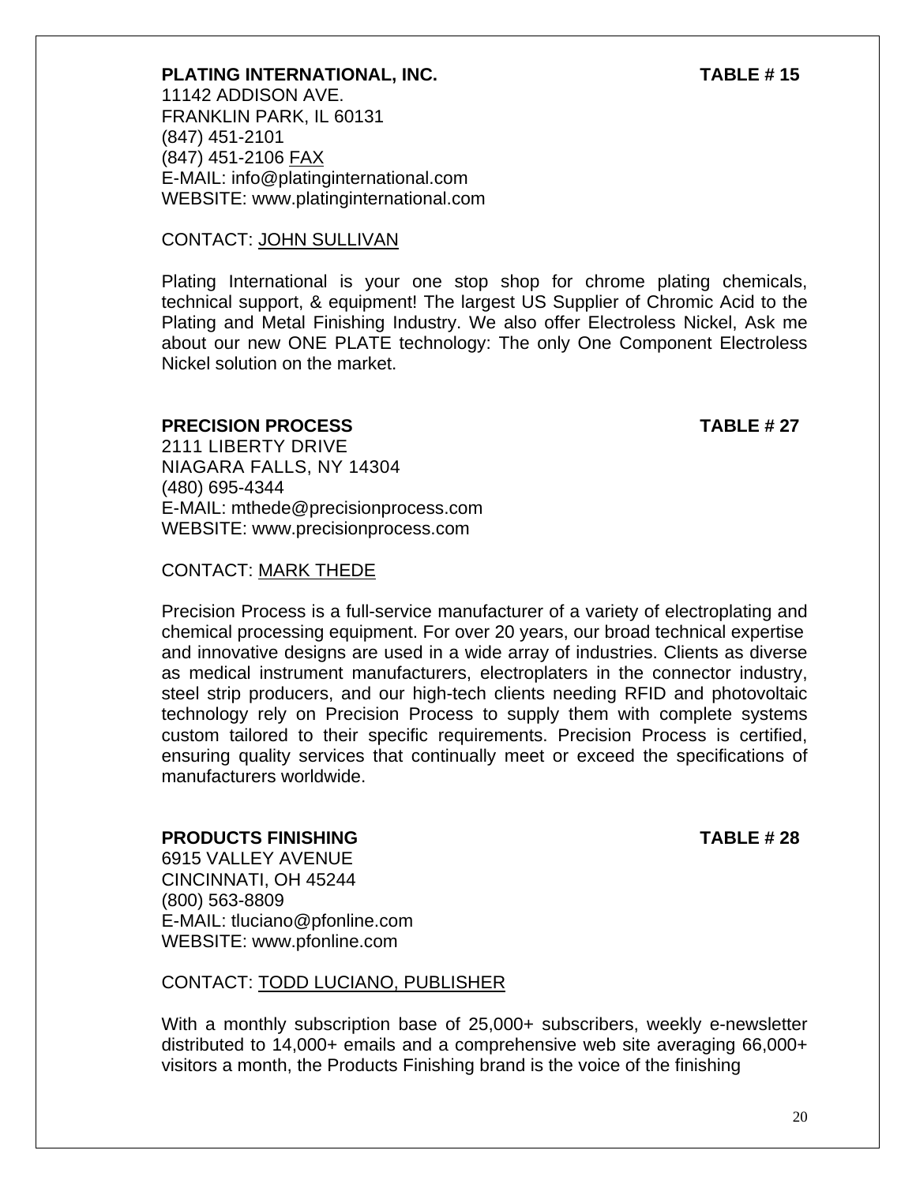**PLATING INTERNATIONAL, INC.** **TABLE # 15**

11142 ADDISON AVE.
FRANKLIN PARK, IL 60131
(847) 451-2101
(847) 451-2106 FAX
E-MAIL: info@platinginternational.com
WEBSITE: www.platinginternational.com

CONTACT: JOHN SULLIVAN

Plating International is your one stop shop for chrome plating chemicals, technical support, & equipment! The largest US Supplier of Chromic Acid to the Plating and Metal Finishing Industry. We also offer Electroless Nickel, Ask me about our new ONE PLATE technology: The only One Component Electroless Nickel solution on the market.

**PRECISION PROCESS** **TABLE # 27**

2111 LIBERTY DRIVE
NIAGARA FALLS, NY 14304
(480) 695-4344
E-MAIL: mthede@precisionprocess.com
WEBSITE: www.precisionprocess.com

CONTACT: MARK THEDE

Precision Process is a full-service manufacturer of a variety of electroplating and chemical processing equipment. For over 20 years, our broad technical expertise and innovative designs are used in a wide array of industries. Clients as diverse as medical instrument manufacturers, electroplaters in the connector industry, steel strip producers, and our high-tech clients needing RFID and photovoltaic technology rely on Precision Process to supply them with complete systems custom tailored to their specific requirements. Precision Process is certified, ensuring quality services that continually meet or exceed the specifications of manufacturers worldwide.

**PRODUCTS FINISHING** **TABLE # 28**

6915 VALLEY AVENUE
CINCINNATI, OH 45244
(800) 563-8809
E-MAIL: tluciano@pfonline.com
WEBSITE: www.pfonline.com

CONTACT: TODD LUCIANO, PUBLISHER

With a monthly subscription base of 25,000+ subscribers, weekly e-newsletter distributed to 14,000+ emails and a comprehensive web site averaging 66,000+ visitors a month, the Products Finishing brand is the voice of the finishing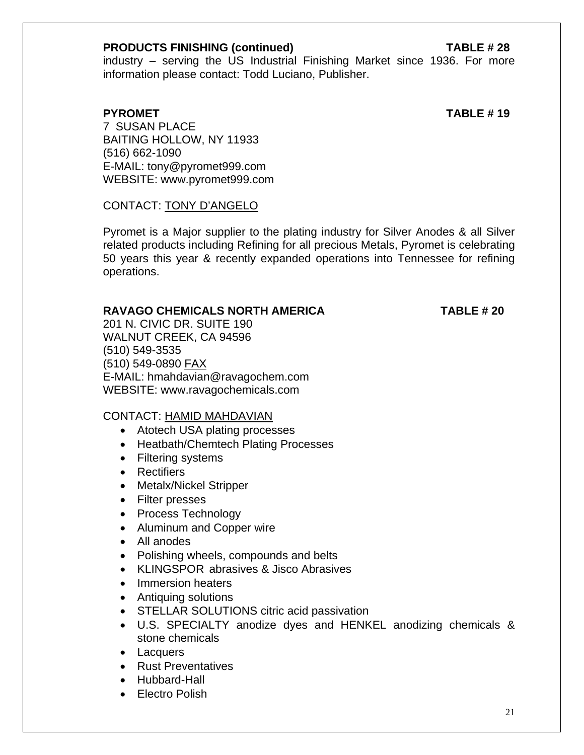**PRODUCTS FINISHING (continued)** **TABLE # 28**

industry – serving the US Industrial Finishing Market since 1936. For more information please contact: Todd Luciano, Publisher.

**PYROMET** **TABLE # 19**

7 SUSAN PLACE
BAITING HOLLOW, NY 11933
(516) 662-1090
E-MAIL: tony@pyromet999.com
WEBSITE: www.pyromet999.com

CONTACT: TONY D'ANGELO

Pyromet is a Major supplier to the plating industry for Silver Anodes & all Silver related products including Refining for all precious Metals, Pyromet is celebrating 50 years this year & recently expanded operations into Tennessee for refining operations.

**RAVAGO CHEMICALS NORTH AMERICA** **TABLE # 20**

201 N. CIVIC DR. SUITE 190
WALNUT CREEK, CA 94596
(510) 549-3535
(510) 549-0890 FAX
E-MAIL: hmahdavian@ravagochem.com
WEBSITE: www.ravagochemicals.com

CONTACT: HAMID MAHDAVIAN

- Atotech USA plating processes
- Heatbath/Chemtech Plating Processes
- Filtering systems
- Rectifiers
- Metalx/Nickel Stripper
- Filter presses
- Process Technology
- Aluminum and Copper wire
- All anodes
- Polishing wheels, compounds and belts
- KLINGSPOR abrasives & Jisco Abrasives
- Immersion heaters
- Antiquing solutions
- STELLAR SOLUTIONS citric acid passivation
- U.S. SPECIALTY anodize dyes and HENKEL anodizing chemicals & stone chemicals
- Lacquers
- Rust Preventatives
- Hubbard-Hall
- Electro Polish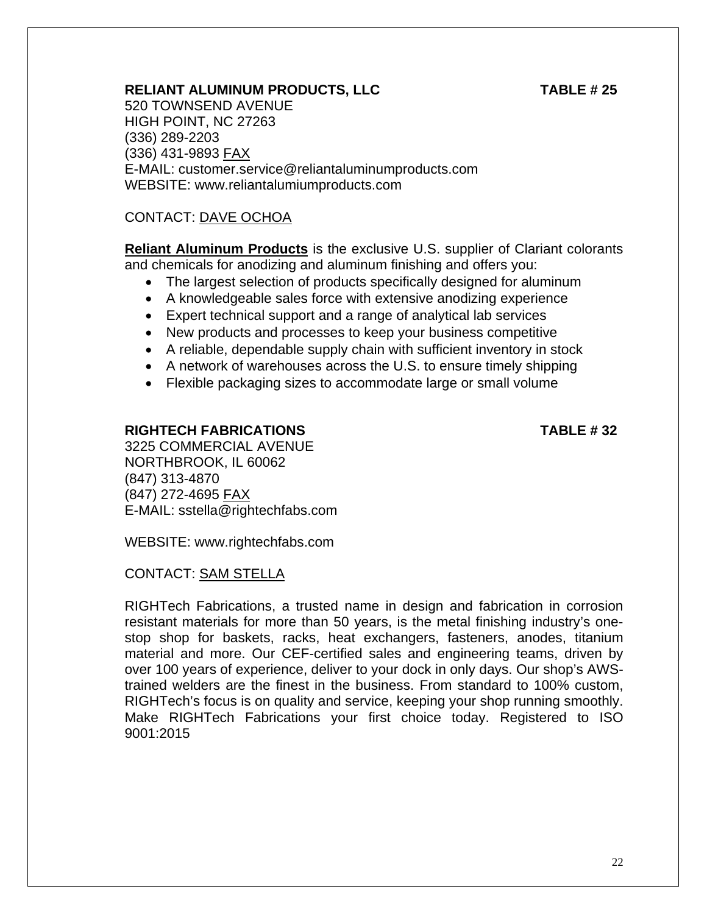**RELIANT ALUMINUM PRODUCTS, LLC** **TABLE # 25**

520 TOWNSEND AVENUE
HIGH POINT, NC 27263
(336) 289-2203
(336) 431-9893 FAX
E-MAIL: customer.service@reliantaluminumproducts.com
WEBSITE: www.reliantalumiumproducts.com

CONTACT: DAVE OCHOA

**Reliant Aluminum Products** is the exclusive U.S. supplier of Clariant colorants and chemicals for anodizing and aluminum finishing and offers you:

- The largest selection of products specifically designed for aluminum
- A knowledgeable sales force with extensive anodizing experience
- Expert technical support and a range of analytical lab services
- New products and processes to keep your business competitive
- A reliable, dependable supply chain with sufficient inventory in stock
- A network of warehouses across the U.S. to ensure timely shipping
- Flexible packaging sizes to accommodate large or small volume

**RIGHTECH FABRICATIONS** **TABLE # 32**

3225 COMMERCIAL AVENUE
NORTHBROOK, IL 60062
(847) 313-4870
(847) 272-4695 FAX
E-MAIL: sstella@rightechfabs.com

WEBSITE: www.rightechfabs.com

CONTACT: SAM STELLA

RIGHTech Fabrications, a trusted name in design and fabrication in corrosion resistant materials for more than 50 years, is the metal finishing industry's one-stop shop for baskets, racks, heat exchangers, fasteners, anodes, titanium material and more. Our CEF-certified sales and engineering teams, driven by over 100 years of experience, deliver to your dock in only days. Our shop's AWS-trained welders are the finest in the business. From standard to 100% custom, RIGHTech's focus is on quality and service, keeping your shop running smoothly. Make RIGHTech Fabrications your first choice today. Registered to ISO 9001:2015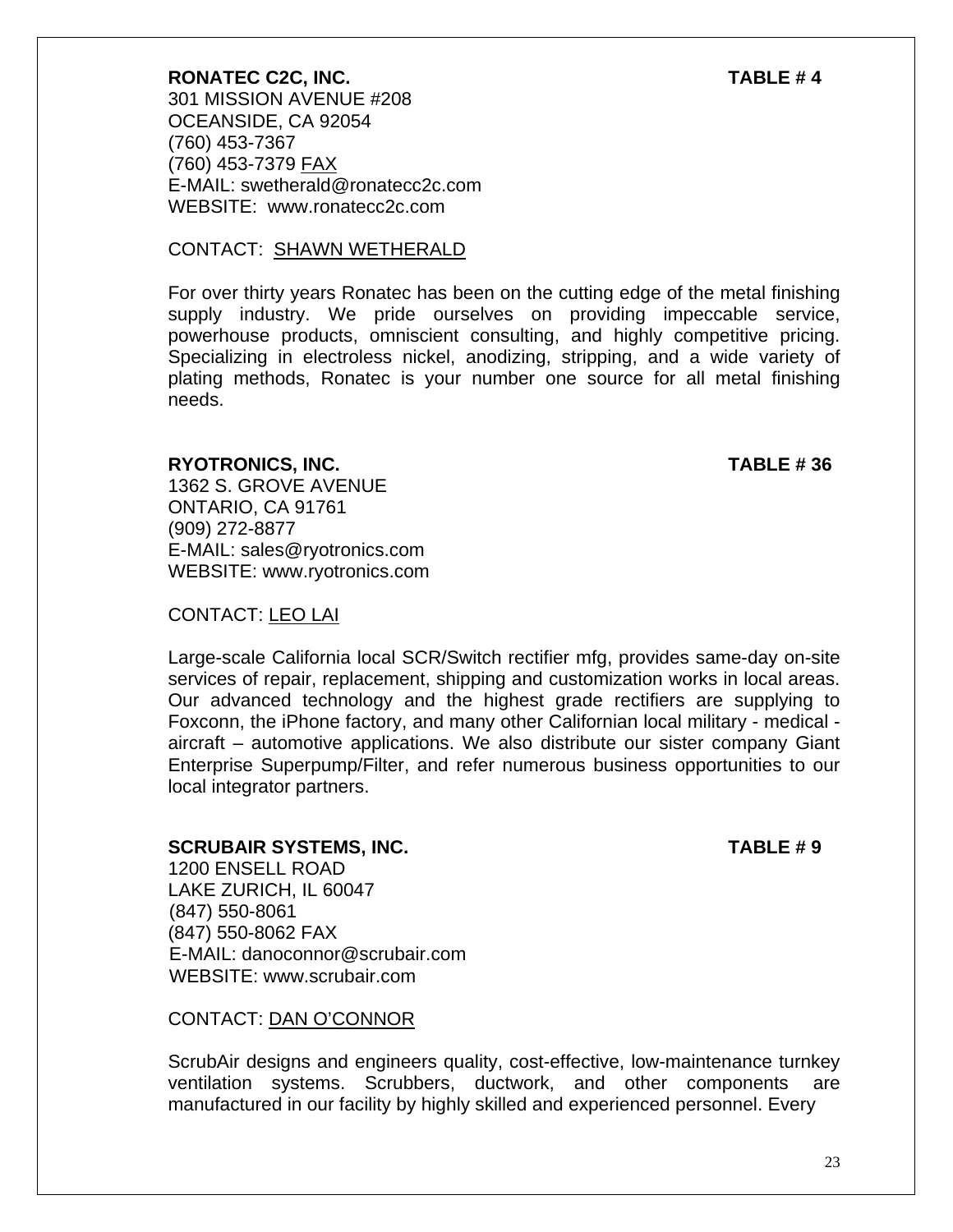**RONATEC C2C, INC.** **TABLE # 4**

301 MISSION AVENUE #208
OCEANSIDE, CA 92054
(760) 453-7367
(760) 453-7379 FAX
E-MAIL: swetherald@ronatecc2c.com
WEBSITE: www.ronatecc2c.com

CONTACT: SHAWN WETHERALD

For over thirty years Ronatec has been on the cutting edge of the metal finishing supply industry. We pride ourselves on providing impeccable service, powerhouse products, omniscient consulting, and highly competitive pricing. Specializing in electroless nickel, anodizing, stripping, and a wide variety of plating methods, Ronatec is your number one source for all metal finishing needs.

**RYOTRONICS, INC.** **TABLE # 36**

1362 S. GROVE AVENUE
ONTARIO, CA 91761
(909) 272-8877
E-MAIL: sales@ryotronics.com
WEBSITE: www.ryotronics.com

CONTACT: LEO LAI

Large-scale California local SCR/Switch rectifier mfg, provides same-day on-site services of repair, replacement, shipping and customization works in local areas. Our advanced technology and the highest grade rectifiers are supplying to Foxconn, the iPhone factory, and many other Californian local military - medical - aircraft – automotive applications. We also distribute our sister company Giant Enterprise Superpump/Filter, and refer numerous business opportunities to our local integrator partners.

**SCRUBAIR SYSTEMS, INC.** **TABLE # 9**

1200 ENSELL ROAD
LAKE ZURICH, IL 60047
(847) 550-8061
(847) 550-8062 FAX
E-MAIL: danoconnor@scrubair.com
WEBSITE: www.scrubair.com

CONTACT: DAN O'CONNOR

ScrubAir designs and engineers quality, cost-effective, low-maintenance turnkey ventilation systems. Scrubbers, ductwork, and other components are manufactured in our facility by highly skilled and experienced personnel. Every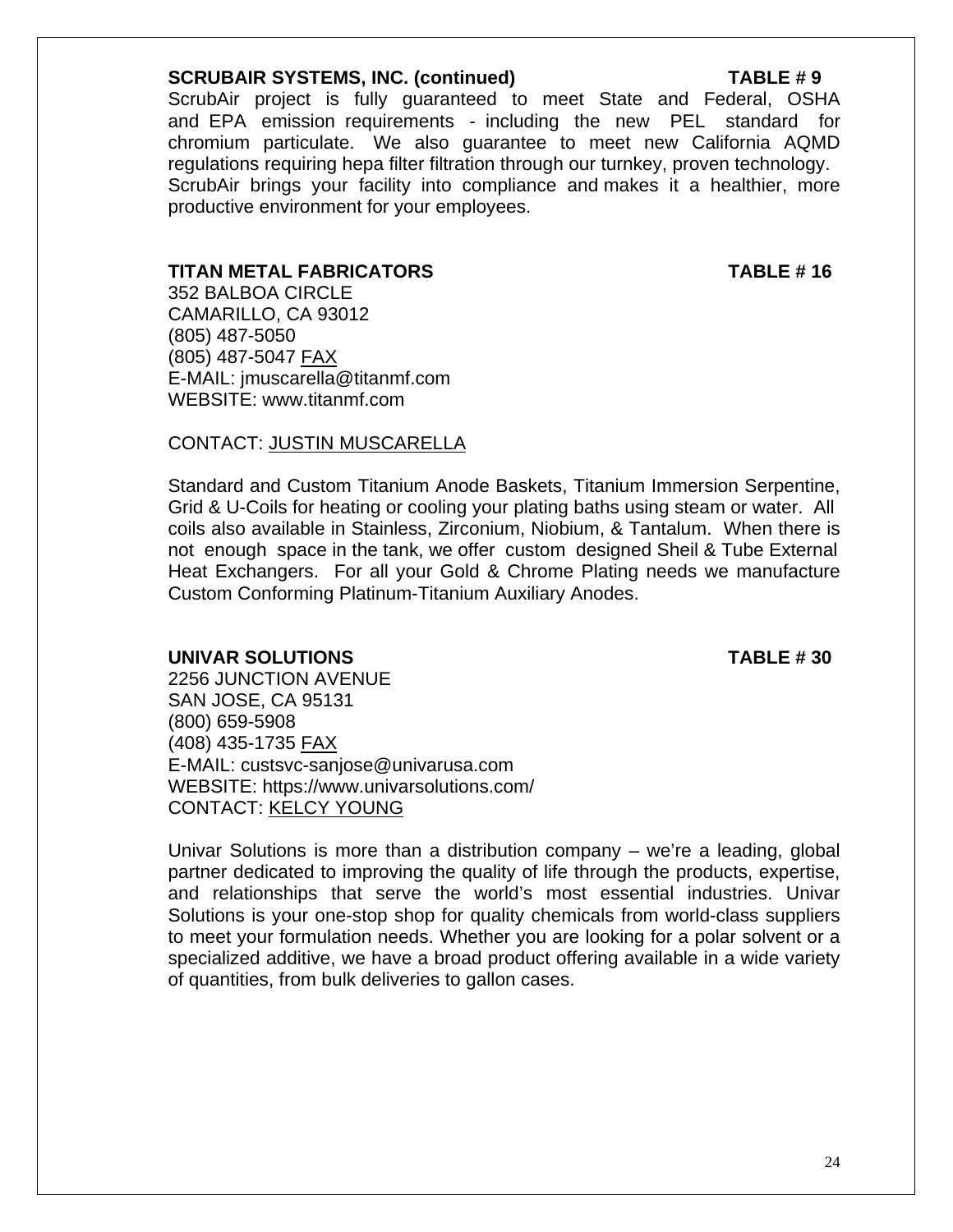**SCRUBAIR SYSTEMS, INC. (continued)** **TABLE # 9**

ScrubAir project is fully guaranteed to meet State and Federal, OSHA and EPA emission requirements - including the new PEL standard for chromium particulate. We also guarantee to meet new California AQMD regulations requiring hepa filter filtration through our turnkey, proven technology. ScrubAir brings your facility into compliance and makes it a healthier, more productive environment for your employees.

**TITAN METAL FABRICATORS** **TABLE # 16**

352 BALBOA CIRCLE
CAMARILLO, CA 93012
(805) 487-5050
(805) 487-5047 FAX
E-MAIL: jmuscarella@titanmf.com
WEBSITE: www.titanmf.com

CONTACT: JUSTIN MUSCARELLA

Standard and Custom Titanium Anode Baskets, Titanium Immersion Serpentine, Grid & U-Coils for heating or cooling your plating baths using steam or water. All coils also available in Stainless, Zirconium, Niobium, & Tantalum. When there is not enough space in the tank, we offer custom designed Sheil & Tube External Heat Exchangers. For all your Gold & Chrome Plating needs we manufacture Custom Conforming Platinum-Titanium Auxiliary Anodes.

**UNIVAR SOLUTIONS** **TABLE # 30**

2256 JUNCTION AVENUE
SAN JOSE, CA 95131
(800) 659-5908
(408) 435-1735 FAX
E-MAIL: custsvc-sanjose@univarusa.com
WEBSITE: https://www.univarsolutions.com/
CONTACT: KELCY YOUNG

Univar Solutions is more than a distribution company – we're a leading, global partner dedicated to improving the quality of life through the products, expertise, and relationships that serve the world's most essential industries. Univar Solutions is your one-stop shop for quality chemicals from world-class suppliers to meet your formulation needs. Whether you are looking for a polar solvent or a specialized additive, we have a broad product offering available in a wide variety of quantities, from bulk deliveries to gallon cases.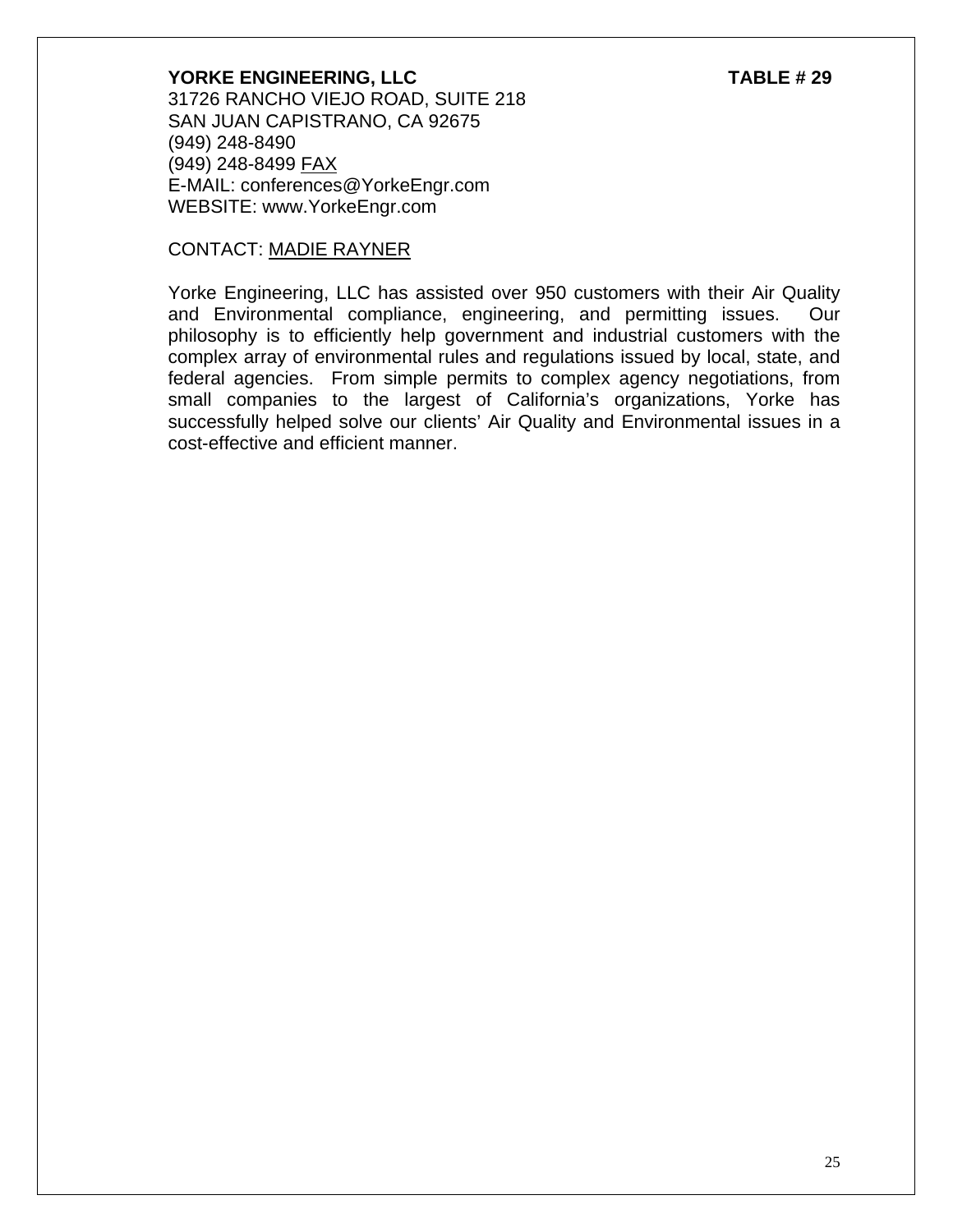**YORKE ENGINEERING, LLC** **TABLE # 29**

31726 RANCHO VIEJO ROAD, SUITE 218
SAN JUAN CAPISTRANO, CA 92675
(949) 248-8490
(949) 248-8499 FAX
E-MAIL: conferences@YorkeEngr.com
WEBSITE: www.YorkeEngr.com

CONTACT: MADIE RAYNER

Yorke Engineering, LLC has assisted over 950 customers with their Air Quality and Environmental compliance, engineering, and permitting issues. Our philosophy is to efficiently help government and industrial customers with the complex array of environmental rules and regulations issued by local, state, and federal agencies. From simple permits to complex agency negotiations, from small companies to the largest of California's organizations, Yorke has successfully helped solve our clients' Air Quality and Environmental issues in a cost-effective and efficient manner.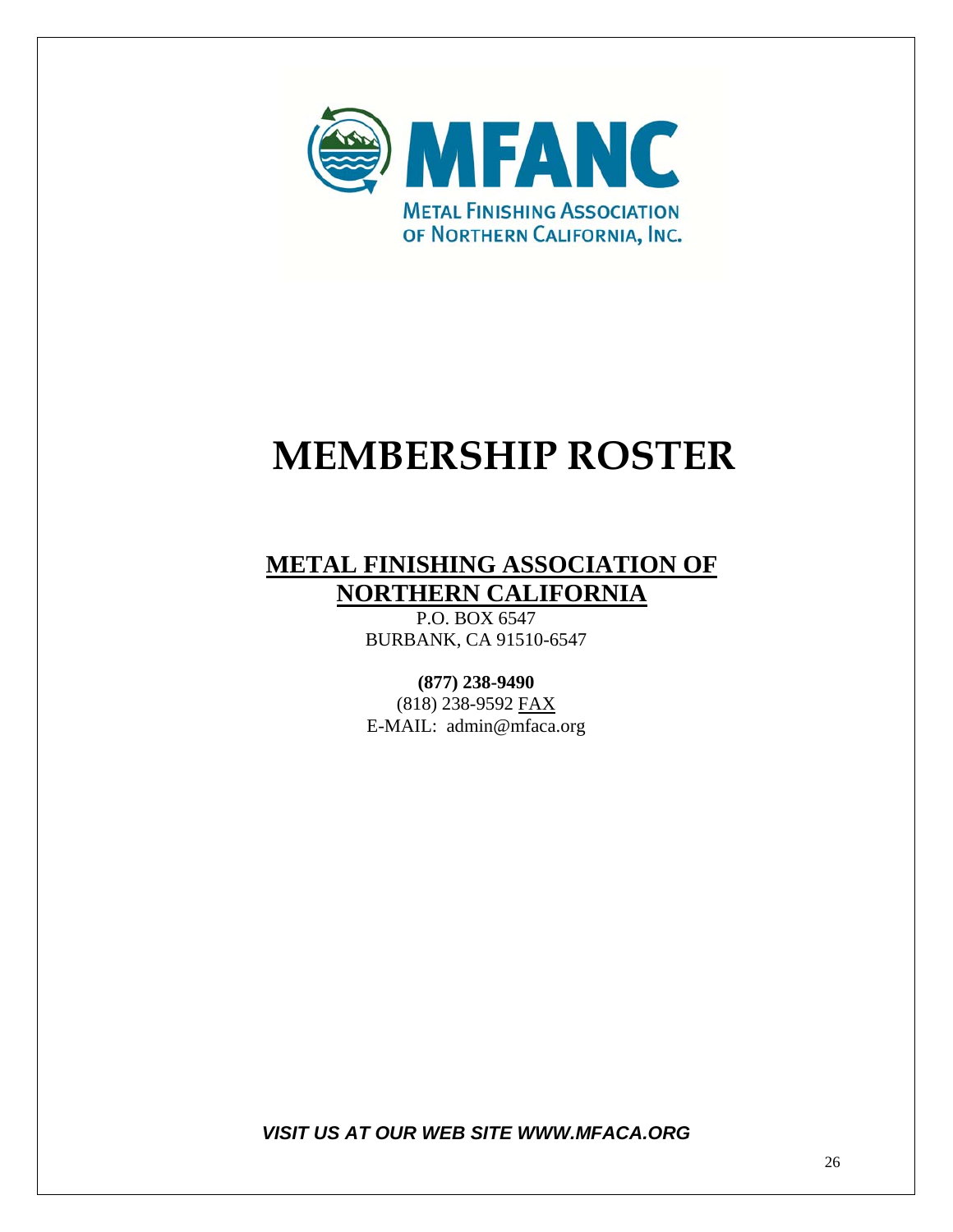MFANC

METAL FINISHING ASSOCIATION OF NORTHERN CALIFORNIA, INC.

# MEMBERSHIP ROSTER

## METAL FINISHING ASSOCIATION OF NORTHERN CALIFORNIA

P.O. BOX 6547
BURBANK, CA 91510-6547

**(877) 238-9490**
(818) 238-9592 FAX
E-MAIL: admin@mfaca.org

***VISIT US AT OUR WEB SITE WWW.MFACA.ORG***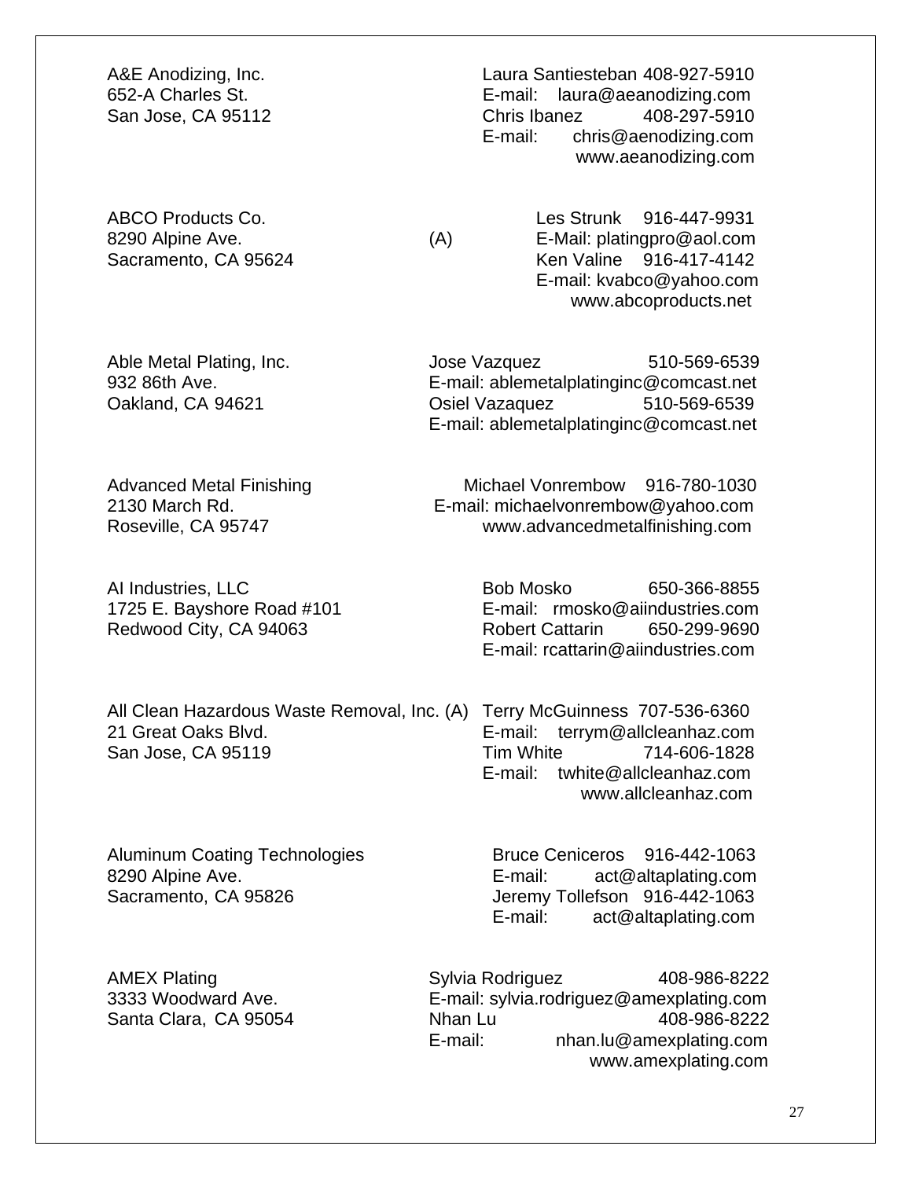A&E Anodizing, Inc.
652-A Charles St.
San Jose, CA 95112

Laura Santiesteban 408-927-5910
E-mail: laura@aeanodizing.com
Chris Ibanez 408-297-5910
E-mail: chris@aenodizing.com
www.aeanodizing.com

ABCO Products Co. (A)
8290 Alpine Ave.
Sacramento, CA 95624

Les Strunk 916-447-9931
E-Mail: platingpro@aol.com
Ken Valine 916-417-4142
E-mail: kvabco@yahoo.com
www.abcoproducts.net

Able Metal Plating, Inc.
932 86th Ave.
Oakland, CA 94621

Jose Vazquez 510-569-6539
E-mail: ablemetalplatinginc@comcast.net
Osiel Vazaquez 510-569-6539
E-mail: ablemetalplatinginc@comcast.net

Advanced Metal Finishing
2130 March Rd.
Roseville, CA 95747

Michael Vonrembow 916-780-1030
E-mail: michaelvonrembow@yahoo.com
www.advancedmetalfinishing.com

AI Industries, LLC
1725 E. Bayshore Road #101
Redwood City, CA 94063

Bob Mosko 650-366-8855
E-mail: rmosko@aiindustries.com
Robert Cattarin 650-299-9690
E-mail: rcattarin@aiindustries.com

All Clean Hazardous Waste Removal, Inc. (A)
21 Great Oaks Blvd.
San Jose, CA 95119

Terry McGuinness 707-536-6360
E-mail: terrym@allcleanhaz.com
Tim White 714-606-1828
E-mail: twhite@allcleanhaz.com
www.allcleanhaz.com

Aluminum Coating Technologies
8290 Alpine Ave.
Sacramento, CA 95826

Bruce Ceniceros 916-442-1063
E-mail: act@altaplating.com
Jeremy Tollefson 916-442-1063
E-mail: act@altaplating.com

AMEX Plating
3333 Woodward Ave.
Santa Clara, CA 95054

Sylvia Rodriguez 408-986-8222
E-mail: sylvia.rodriguez@amexplating.com
Nhan Lu 408-986-8222
E-mail: nhan.lu@amexplating.com
www.amexplating.com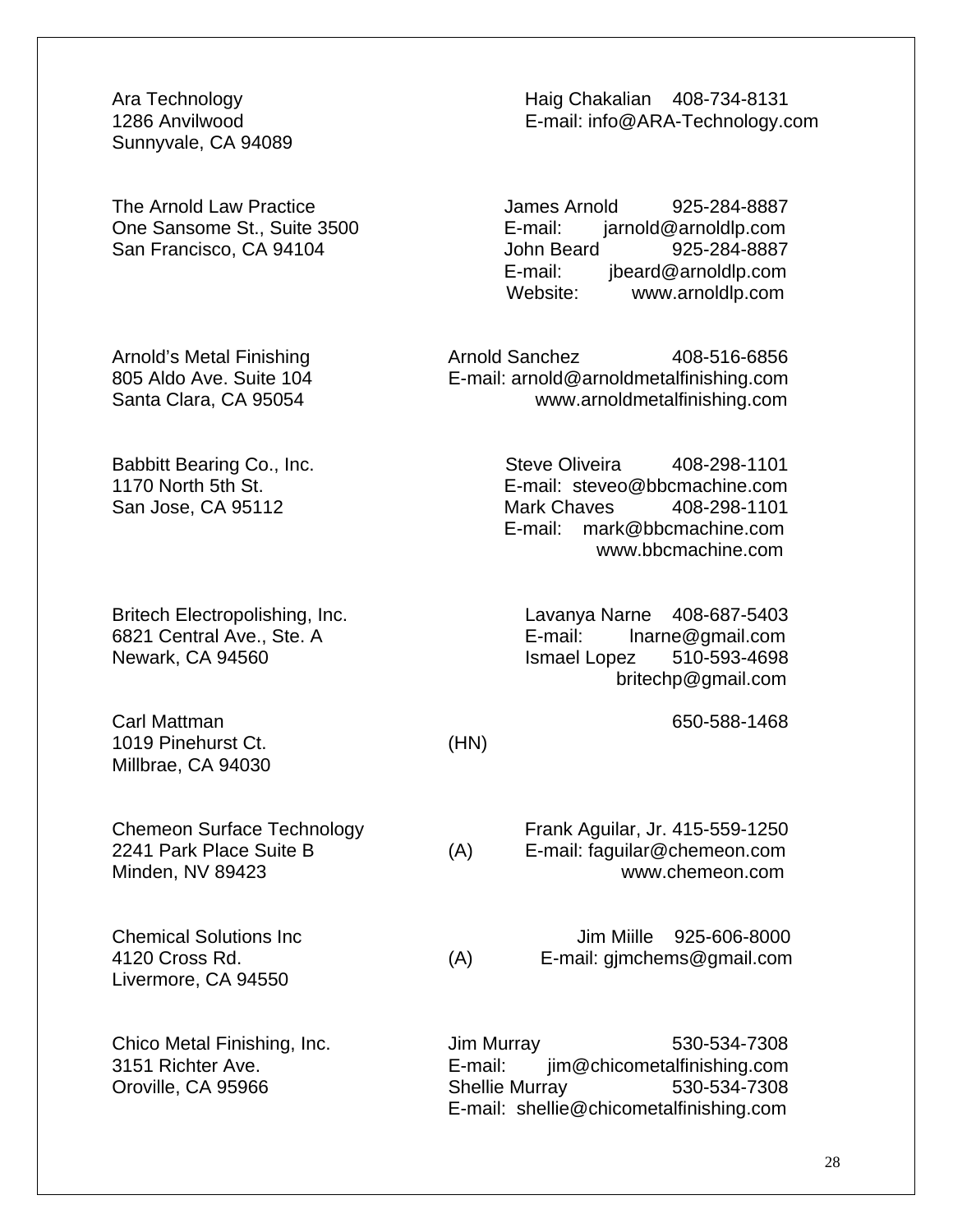| Company | | Contact |
|---|---|---|
| Ara Technology<br>1286 Anvilwood<br>Sunnyvale, CA 94089 | | Haig Chakalian 408-734-8131<br>E-mail: info@ARA-Technology.com |
| The Arnold Law Practice<br>One Sansome St., Suite 3500<br>San Francisco, CA 94104 | | James Arnold 925-284-8887<br>E-mail: jarnold@arnoldlp.com<br>John Beard 925-284-8887<br>E-mail: jbeard@arnoldlp.com<br>Website: www.arnoldlp.com |
| Arnold's Metal Finishing<br>805 Aldo Ave. Suite 104<br>Santa Clara, CA 95054 | | Arnold Sanchez 408-516-6856<br>E-mail: arnold@arnoldmetalfinishing.com<br>www.arnoldmetalfinishing.com |
| Babbitt Bearing Co., Inc.<br>1170 North 5th St.<br>San Jose, CA 95112 | | Steve Oliveira 408-298-1101<br>E-mail: steveo@bbcmachine.com<br>Mark Chaves 408-298-1101<br>E-mail: mark@bbcmachine.com<br>www.bbcmachine.com |
| Britech Electropolishing, Inc.<br>6821 Central Ave., Ste. A<br>Newark, CA 94560 | | Lavanya Narne 408-687-5403<br>E-mail: lnarne@gmail.com<br>Ismael Lopez 510-593-4698<br>britechp@gmail.com |
| Carl Mattman<br>1019 Pinehurst Ct.<br>Millbrae, CA 94030 | (HN) | 650-588-1468 |
| Chemeon Surface Technology<br>2241 Park Place Suite B<br>Minden, NV 89423 | (A) | Frank Aguilar, Jr. 415-559-1250<br>E-mail: faguilar@chemeon.com<br>www.chemeon.com |
| Chemical Solutions Inc<br>4120 Cross Rd.<br>Livermore, CA 94550 | (A) | Jim Miille 925-606-8000<br>E-mail: gjmchems@gmail.com |
| Chico Metal Finishing, Inc.<br>3151 Richter Ave.<br>Oroville, CA 95966 | | Jim Murray 530-534-7308<br>E-mail: jim@chicometalfinishing.com<br>Shellie Murray 530-534-7308<br>E-mail: shellie@chicometalfinishing.com |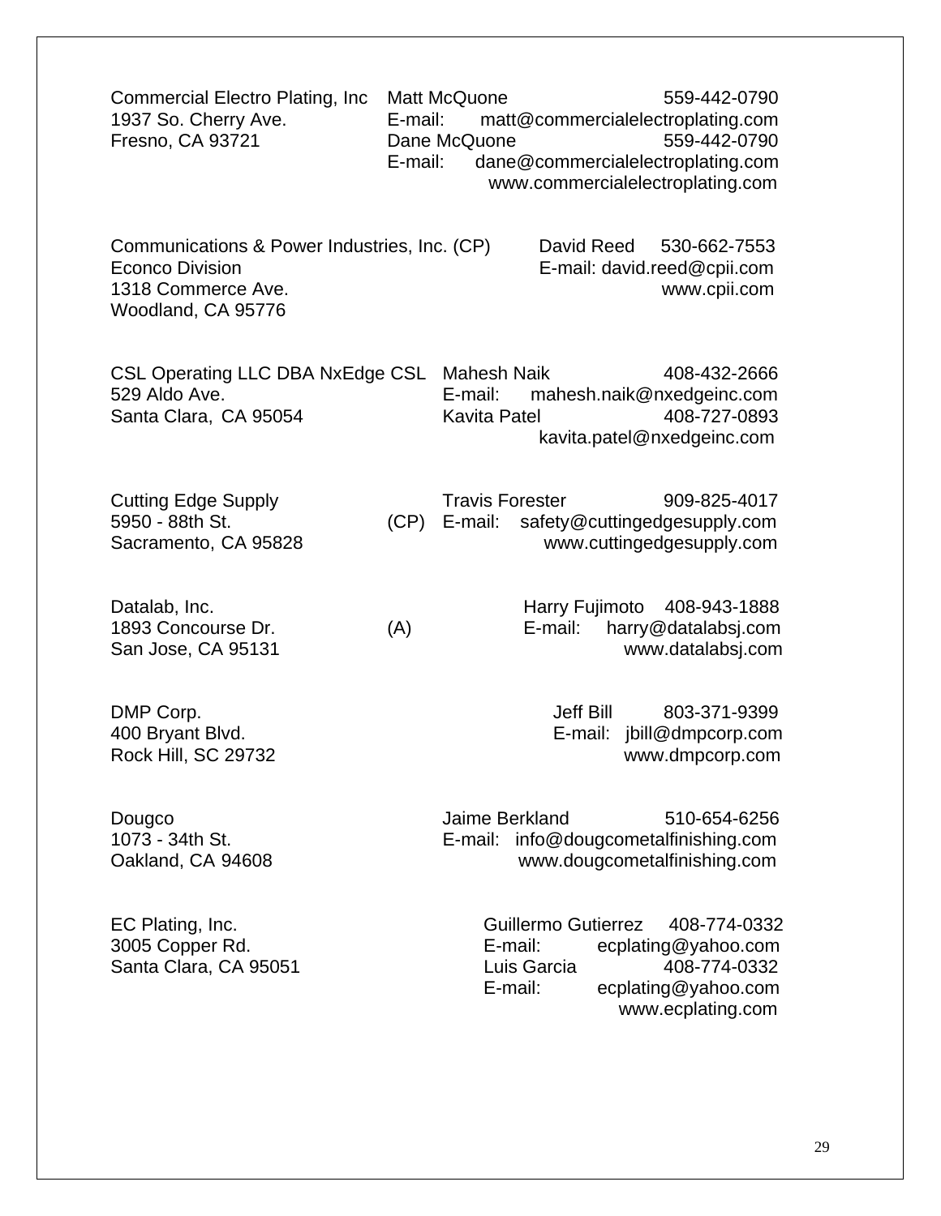Commercial Electro Plating, Inc
1937 So. Cherry Ave.
Fresno, CA 93721

Matt McQuone 559-442-0790
E-mail: matt@commercialelectroplating.com
Dane McQuone 559-442-0790
E-mail: dane@commercialelectroplating.com
www.commercialelectroplating.com

Communications & Power Industries, Inc. (CP)
Econco Division
1318 Commerce Ave.
Woodland, CA 95776

David Reed 530-662-7553
E-mail: david.reed@cpii.com
www.cpii.com

CSL Operating LLC DBA NxEdge CSL
529 Aldo Ave.
Santa Clara, CA 95054

Mahesh Naik 408-432-2666
E-mail: mahesh.naik@nxedgeinc.com
Kavita Patel 408-727-0893
kavita.patel@nxedgeinc.com

Cutting Edge Supply
5950 - 88th St. (CP)
Sacramento, CA 95828

Travis Forester 909-825-4017
E-mail: safety@cuttingedgesupply.com
www.cuttingedgesupply.com

Datalab, Inc.
1893 Concourse Dr. (A)
San Jose, CA 95131

Harry Fujimoto 408-943-1888
E-mail: harry@datalabsj.com
www.datalabsj.com

DMP Corp.
400 Bryant Blvd.
Rock Hill, SC 29732

Jeff Bill 803-371-9399
E-mail: jbill@dmpcorp.com
www.dmpcorp.com

Dougco
1073 - 34th St.
Oakland, CA 94608

Jaime Berkland 510-654-6256
E-mail: info@dougcometalfinishing.com
www.dougcometalfinishing.com

EC Plating, Inc.
3005 Copper Rd.
Santa Clara, CA 95051

Guillermo Gutierrez 408-774-0332
E-mail: ecplating@yahoo.com
Luis Garcia 408-774-0332
E-mail: ecplating@yahoo.com
www.ecplating.com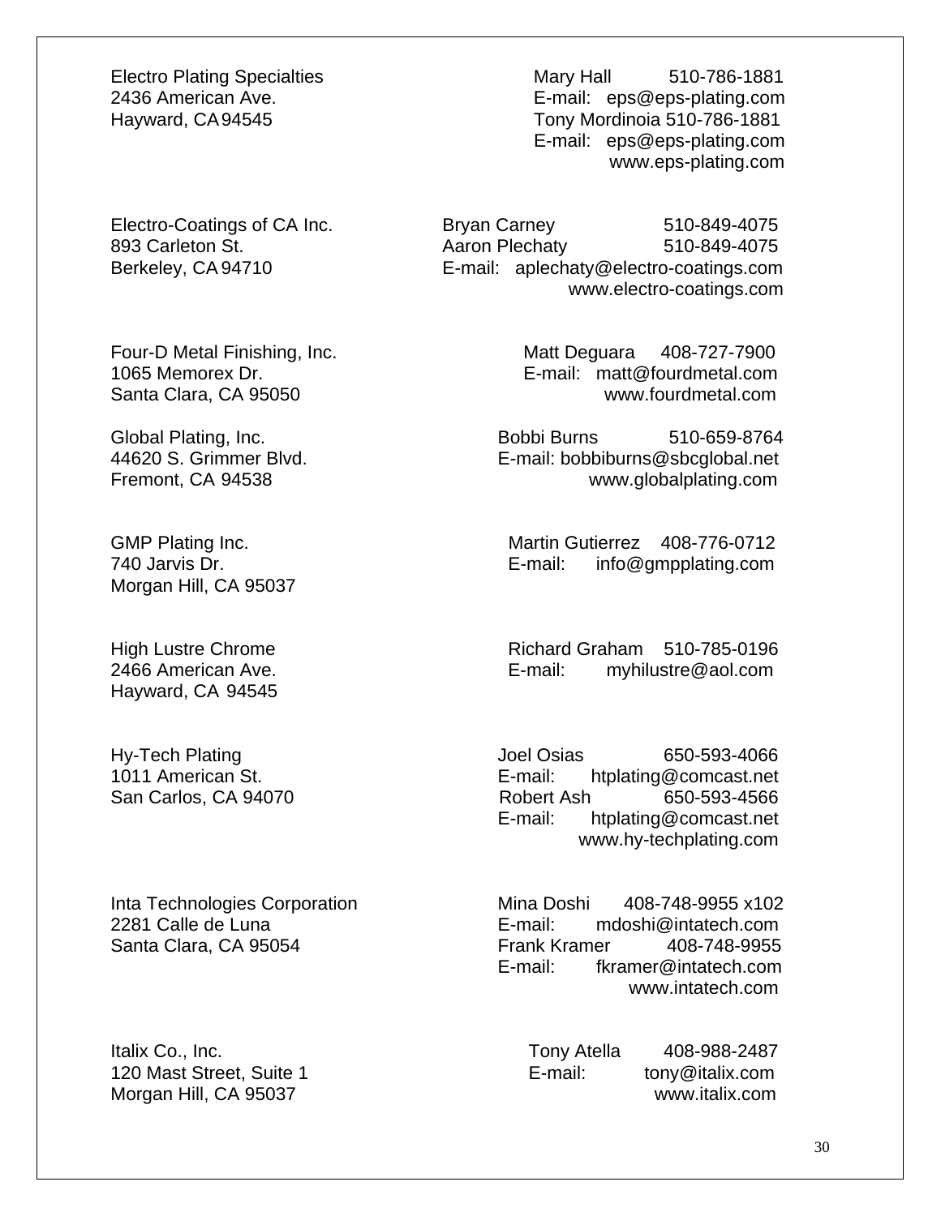Electro Plating Specialties
2436 American Ave.
Hayward, CA 94545

Mary Hall 510-786-1881
E-mail: eps@eps-plating.com
Tony Mordinoia 510-786-1881
E-mail: eps@eps-plating.com
www.eps-plating.com

Electro-Coatings of CA Inc.
893 Carleton St.
Berkeley, CA 94710

Bryan Carney 510-849-4075
Aaron Plechaty 510-849-4075
E-mail: aplechaty@electro-coatings.com
www.electro-coatings.com

Four-D Metal Finishing, Inc.
1065 Memorex Dr.
Santa Clara, CA 95050

Matt Deguara 408-727-7900
E-mail: matt@fourdmetal.com
www.fourdmetal.com

Global Plating, Inc.
44620 S. Grimmer Blvd.
Fremont, CA 94538

Bobbi Burns 510-659-8764
E-mail: bobbiburns@sbcglobal.net
www.globalplating.com

GMP Plating Inc.
740 Jarvis Dr.
Morgan Hill, CA 95037

Martin Gutierrez 408-776-0712
E-mail: info@gmpplating.com

High Lustre Chrome
2466 American Ave.
Hayward, CA 94545

Richard Graham 510-785-0196
E-mail: myhilustre@aol.com

Hy-Tech Plating
1011 American St.
San Carlos, CA 94070

Joel Osias 650-593-4066
E-mail: htplating@comcast.net
Robert Ash 650-593-4566
E-mail: htplating@comcast.net
www.hy-techplating.com

Inta Technologies Corporation
2281 Calle de Luna
Santa Clara, CA 95054

Mina Doshi 408-748-9955 x102
E-mail: mdoshi@intatech.com
Frank Kramer 408-748-9955
E-mail: fkramer@intatech.com
www.intatech.com

Italix Co., Inc.
120 Mast Street, Suite 1
Morgan Hill, CA 95037

Tony Atella 408-988-2487
E-mail: tony@italix.com
www.italix.com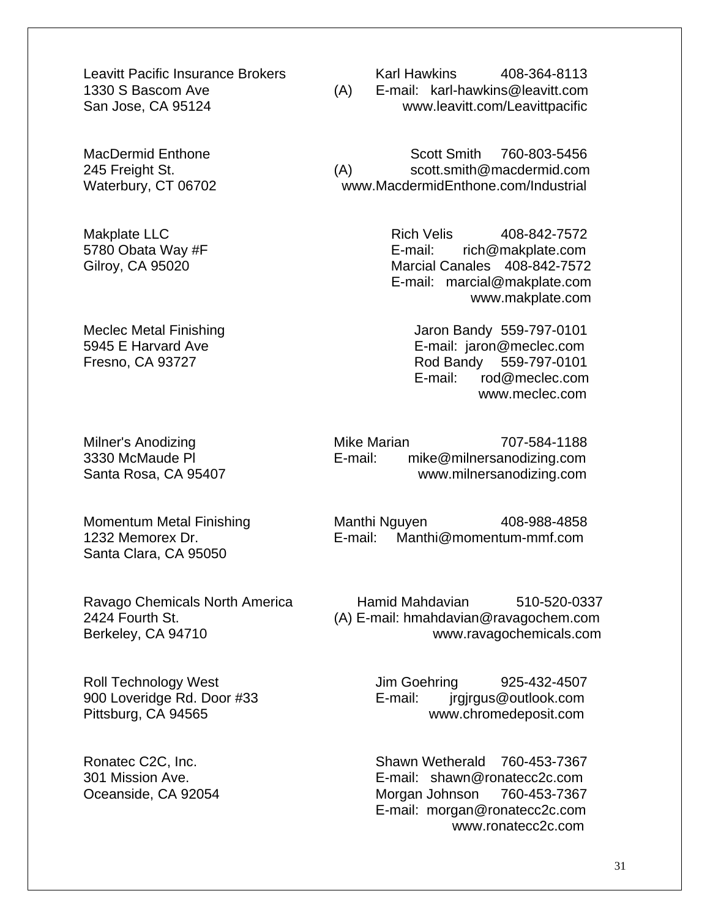Leavitt Pacific Insurance Brokers
1330 S Bascom Ave
San Jose, CA 95124

(A) Karl Hawkins 408-364-8113
E-mail: karl-hawkins@leavitt.com
www.leavitt.com/Leavittpacific

MacDermid Enthone
245 Freight St.
Waterbury, CT 06702

(A) Scott Smith 760-803-5456
scott.smith@macdermid.com
www.MacdermidEnthone.com/Industrial

Makplate LLC
5780 Obata Way #F
Gilroy, CA 95020

Rich Velis 408-842-7572
E-mail: rich@makplate.com
Marcial Canales 408-842-7572
E-mail: marcial@makplate.com
www.makplate.com

Meclec Metal Finishing
5945 E Harvard Ave
Fresno, CA 93727

Jaron Bandy 559-797-0101
E-mail: jaron@meclec.com
Rod Bandy 559-797-0101
E-mail: rod@meclec.com
www.meclec.com

Milner's Anodizing
3330 McMaude Pl
Santa Rosa, CA 95407

Mike Marian 707-584-1188
E-mail: mike@milnersanodizing.com
www.milnersanodizing.com

Momentum Metal Finishing
1232 Memorex Dr.
Santa Clara, CA 95050

Manthi Nguyen 408-988-4858
E-mail: Manthi@momentum-mmf.com

Ravago Chemicals North America
2424 Fourth St.
Berkeley, CA 94710

(A) Hamid Mahdavian 510-520-0337
E-mail: hmahdavian@ravagochem.com
www.ravagochemicals.com

Roll Technology West
900 Loveridge Rd. Door #33
Pittsburg, CA 94565

Jim Goehring 925-432-4507
E-mail: jrgjrgus@outlook.com
www.chromedeposit.com

Ronatec C2C, Inc.
301 Mission Ave.
Oceanside, CA 92054

Shawn Wetherald 760-453-7367
E-mail: shawn@ronatecc2c.com
Morgan Johnson 760-453-7367
E-mail: morgan@ronatecc2c.com
www.ronatecc2c.com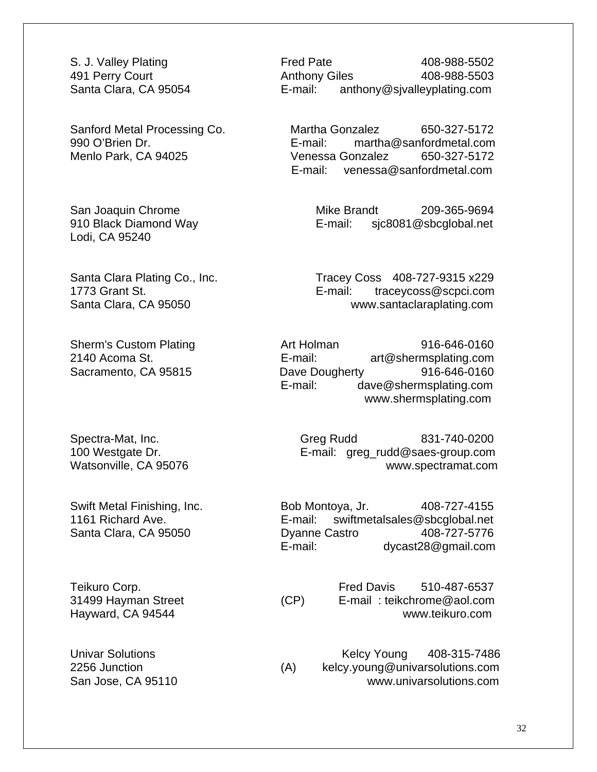S. J. Valley Plating
491 Perry Court
Santa Clara, CA 95054

Fred Pate 408-988-5502
Anthony Giles 408-988-5503
E-mail: anthony@sjvalleyplating.com

Sanford Metal Processing Co.
990 O'Brien Dr.
Menlo Park, CA 94025

Martha Gonzalez 650-327-5172
E-mail: martha@sanfordmetal.com
Venessa Gonzalez 650-327-5172
E-mail: venessa@sanfordmetal.com

San Joaquin Chrome
910 Black Diamond Way
Lodi, CA 95240

Mike Brandt 209-365-9694
E-mail: sjc8081@sbcglobal.net

Santa Clara Plating Co., Inc.
1773 Grant St.
Santa Clara, CA 95050

Tracey Coss 408-727-9315 x229
E-mail: traceycoss@scpci.com
www.santaclaraplating.com

Sherm's Custom Plating
2140 Acoma St.
Sacramento, CA 95815

Art Holman 916-646-0160
E-mail: art@shermsplating.com
Dave Dougherty 916-646-0160
E-mail: dave@shermsplating.com
www.shermsplating.com

Spectra-Mat, Inc.
100 Westgate Dr.
Watsonville, CA 95076

Greg Rudd 831-740-0200
E-mail: greg_rudd@saes-group.com
www.spectramat.com

Swift Metal Finishing, Inc.
1161 Richard Ave.
Santa Clara, CA 95050

Bob Montoya, Jr. 408-727-4155
E-mail: swiftmetalsales@sbcglobal.net
Dyanne Castro 408-727-5776
E-mail: dycast28@gmail.com

Teikuro Corp.
31499 Hayman Street
Hayward, CA 94544

(CP)
Fred Davis 510-487-6537
E-mail : teikchrome@aol.com
www.teikuro.com

Univar Solutions
2256 Junction
San Jose, CA 95110

(A)
Kelcy Young 408-315-7486
kelcy.young@univarsolutions.com
www.univarsolutions.com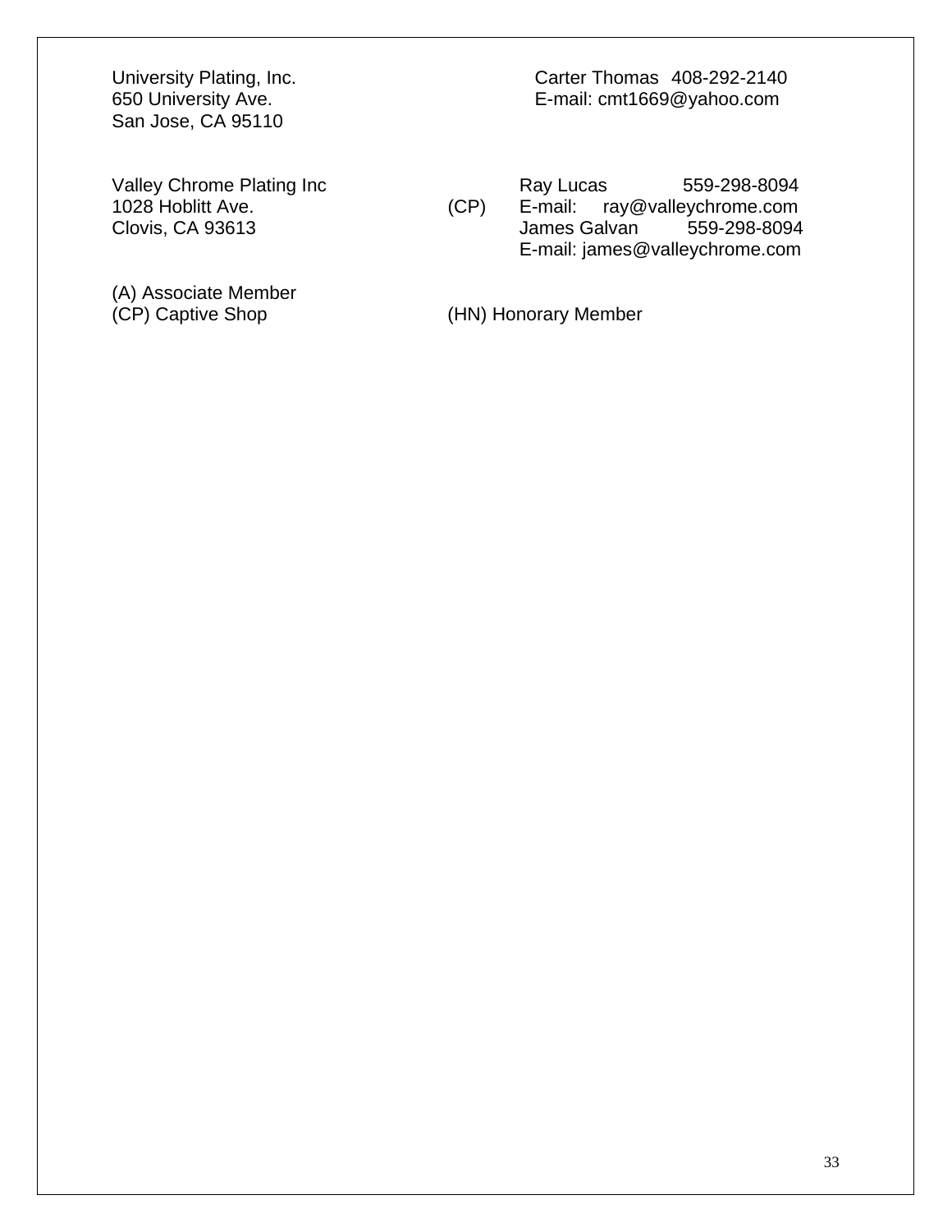University Plating, Inc.
650 University Ave.
San Jose, CA 95110

Carter Thomas 408-292-2140
E-mail: cmt1669@yahoo.com

Valley Chrome Plating Inc
1028 Hoblitt Ave.
Clovis, CA 93613

(CP)

Ray Lucas 559-298-8094
E-mail: ray@valleychrome.com
James Galvan 559-298-8094
E-mail: james@valleychrome.com

(A) Associate Member
(CP) Captive Shop
(HN) Honorary Member